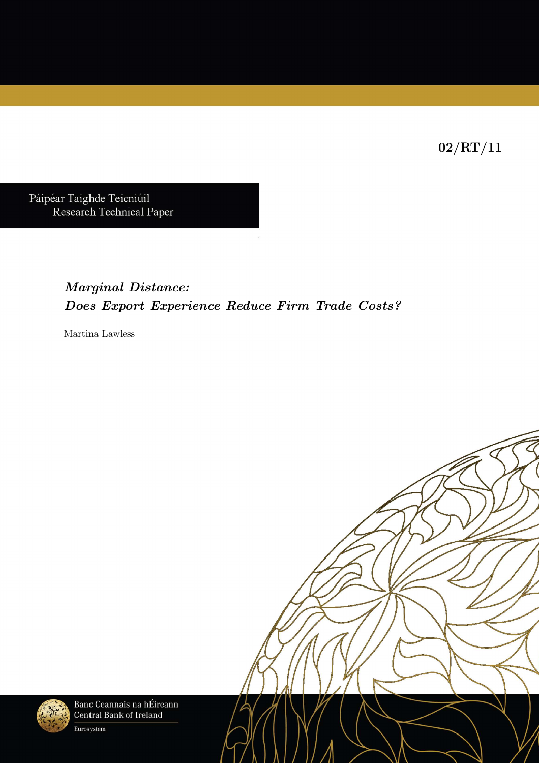02/RT/11

Páipéar Taighde Teicniúil
Research Technical Paper

# *Marginal Distance: Does Export Experience Reduce Firm Trade Costs?*

Martina Lawless

Banc Ceannais na hÉireann
Central Bank of Ireland
Eurosystem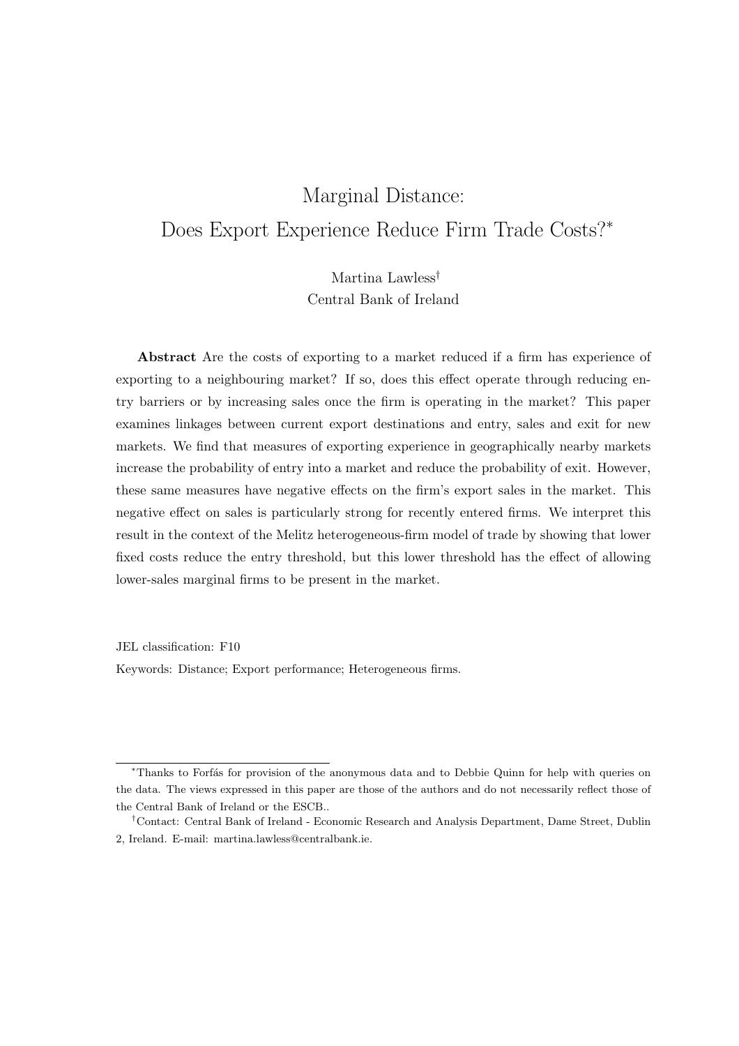# Marginal Distance:
# Does Export Experience Reduce Firm Trade Costs?*

Martina Lawless[†]
Central Bank of Ireland

**Abstract** Are the costs of exporting to a market reduced if a firm has experience of exporting to a neighbouring market? If so, does this effect operate through reducing entry barriers or by increasing sales once the firm is operating in the market? This paper examines linkages between current export destinations and entry, sales and exit for new markets. We find that measures of exporting experience in geographically nearby markets increase the probability of entry into a market and reduce the probability of exit. However, these same measures have negative effects on the firm's export sales in the market. This negative effect on sales is particularly strong for recently entered firms. We interpret this result in the context of the Melitz heterogeneous-firm model of trade by showing that lower fixed costs reduce the entry threshold, but this lower threshold has the effect of allowing lower-sales marginal firms to be present in the market.

JEL classification: F10

Keywords: Distance; Export performance; Heterogeneous firms.

*Thanks to Forfás for provision of the anonymous data and to Debbie Quinn for help with queries on the data. The views expressed in this paper are those of the authors and do not necessarily reflect those of the Central Bank of Ireland or the ESCB..

[†]Contact: Central Bank of Ireland - Economic Research and Analysis Department, Dame Street, Dublin 2, Ireland. E-mail: martina.lawless@centralbank.ie.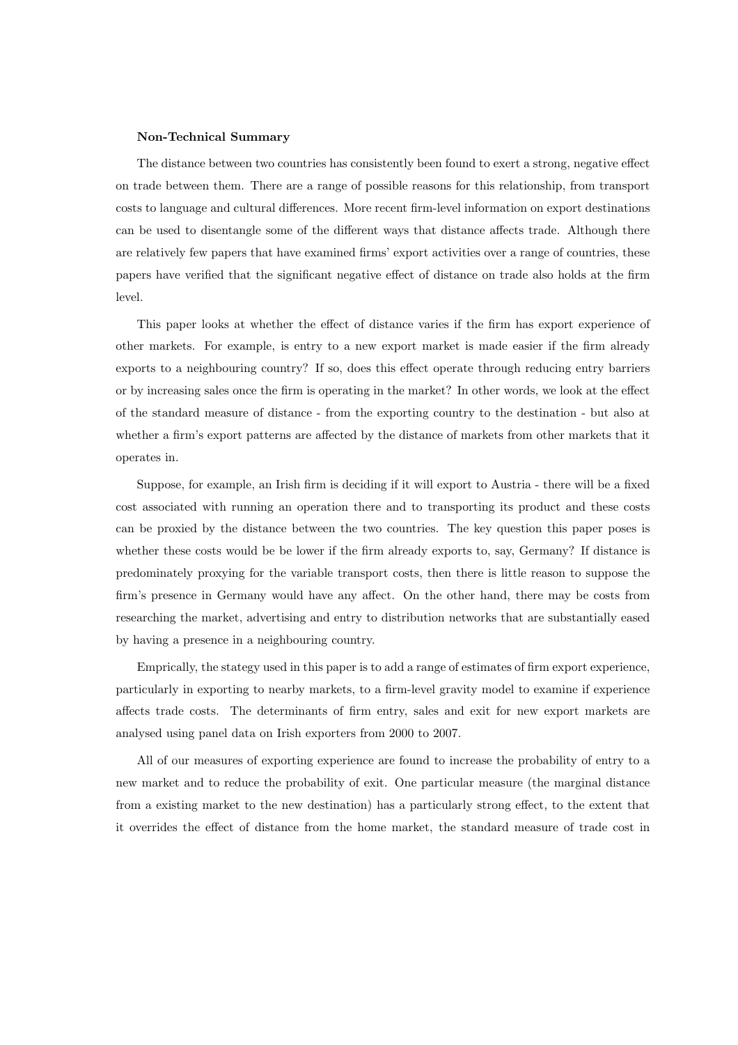**Non-Technical Summary**

The distance between two countries has consistently been found to exert a strong, negative effect on trade between them. There are a range of possible reasons for this relationship, from transport costs to language and cultural differences. More recent firm-level information on export destinations can be used to disentangle some of the different ways that distance affects trade. Although there are relatively few papers that have examined firms' export activities over a range of countries, these papers have verified that the significant negative effect of distance on trade also holds at the firm level.

This paper looks at whether the effect of distance varies if the firm has export experience of other markets. For example, is entry to a new export market is made easier if the firm already exports to a neighbouring country? If so, does this effect operate through reducing entry barriers or by increasing sales once the firm is operating in the market? In other words, we look at the effect of the standard measure of distance - from the exporting country to the destination - but also at whether a firm's export patterns are affected by the distance of markets from other markets that it operates in.

Suppose, for example, an Irish firm is deciding if it will export to Austria - there will be a fixed cost associated with running an operation there and to transporting its product and these costs can be proxied by the distance between the two countries. The key question this paper poses is whether these costs would be be lower if the firm already exports to, say, Germany? If distance is predominately proxying for the variable transport costs, then there is little reason to suppose the firm's presence in Germany would have any affect. On the other hand, there may be costs from researching the market, advertising and entry to distribution networks that are substantially eased by having a presence in a neighbouring country.

Emprically, the stategy used in this paper is to add a range of estimates of firm export experience, particularly in exporting to nearby markets, to a firm-level gravity model to examine if experience affects trade costs. The determinants of firm entry, sales and exit for new export markets are analysed using panel data on Irish exporters from 2000 to 2007.

All of our measures of exporting experience are found to increase the probability of entry to a new market and to reduce the probability of exit. One particular measure (the marginal distance from a existing market to the new destination) has a particularly strong effect, to the extent that it overrides the effect of distance from the home market, the standard measure of trade cost in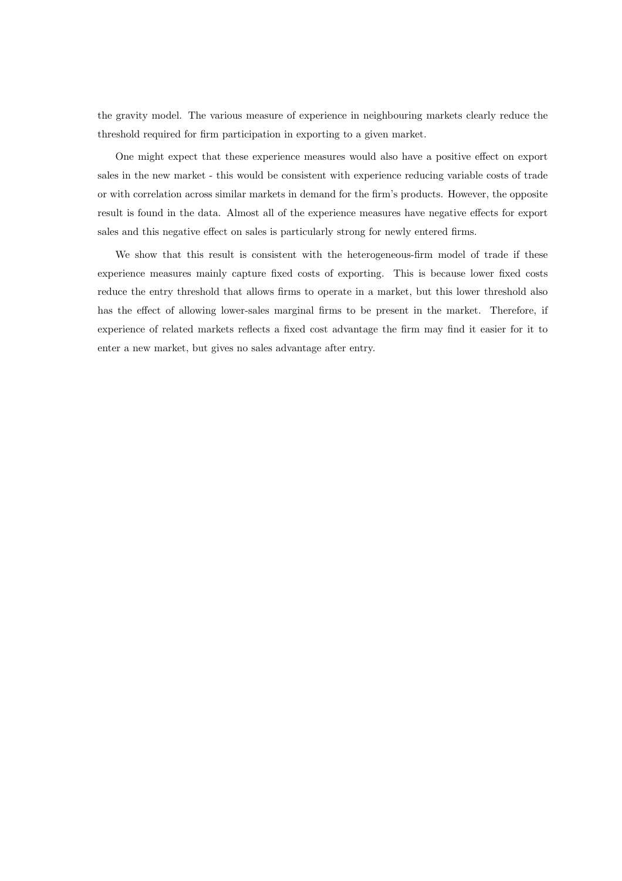the gravity model. The various measure of experience in neighbouring markets clearly reduce the threshold required for firm participation in exporting to a given market.

One might expect that these experience measures would also have a positive effect on export sales in the new market - this would be consistent with experience reducing variable costs of trade or with correlation across similar markets in demand for the firm's products. However, the opposite result is found in the data. Almost all of the experience measures have negative effects for export sales and this negative effect on sales is particularly strong for newly entered firms.

We show that this result is consistent with the heterogeneous-firm model of trade if these experience measures mainly capture fixed costs of exporting. This is because lower fixed costs reduce the entry threshold that allows firms to operate in a market, but this lower threshold also has the effect of allowing lower-sales marginal firms to be present in the market. Therefore, if experience of related markets reflects a fixed cost advantage the firm may find it easier for it to enter a new market, but gives no sales advantage after entry.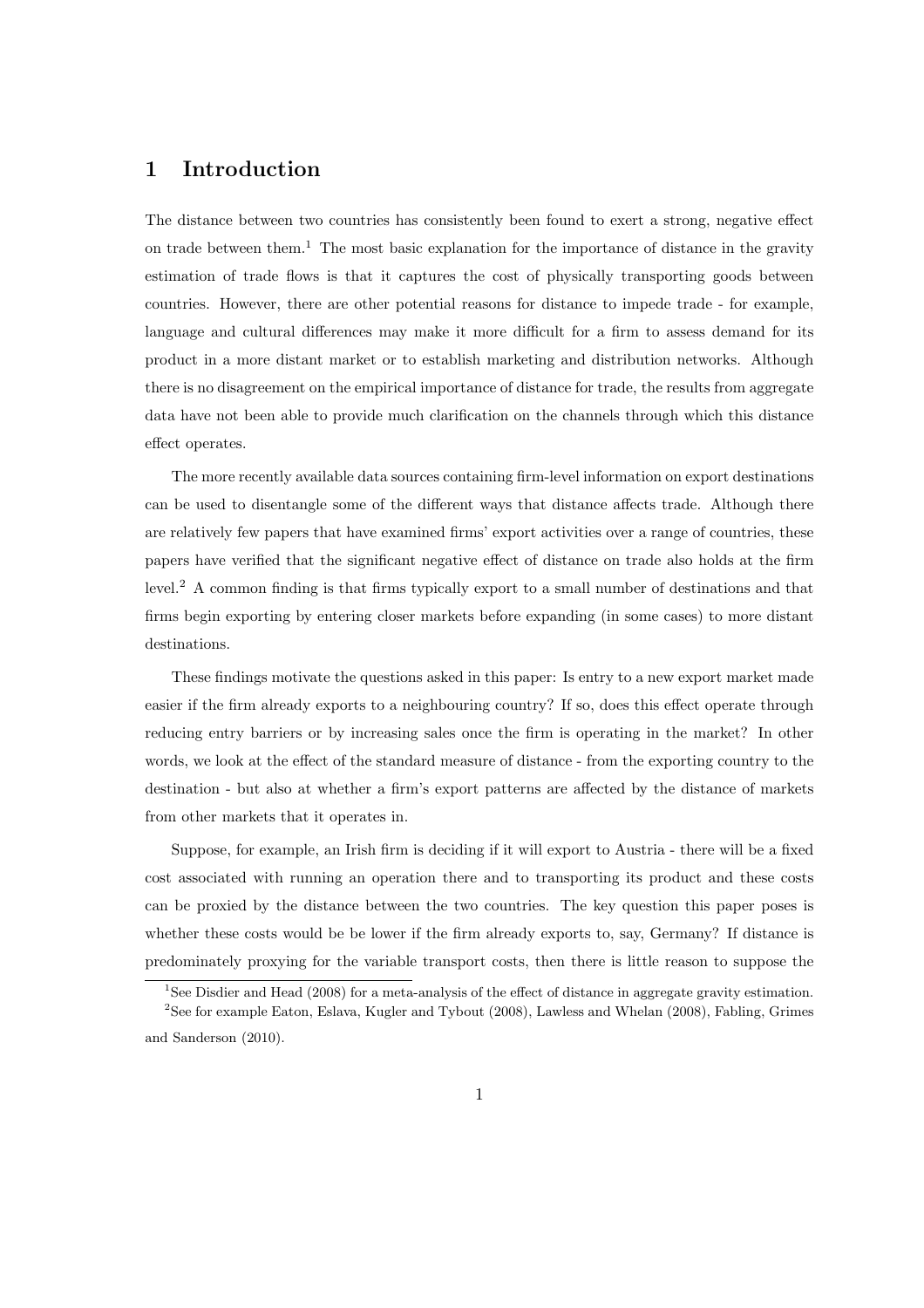# 1 Introduction

The distance between two countries has consistently been found to exert a strong, negative effect on trade between them.[1] The most basic explanation for the importance of distance in the gravity estimation of trade flows is that it captures the cost of physically transporting goods between countries. However, there are other potential reasons for distance to impede trade - for example, language and cultural differences may make it more difficult for a firm to assess demand for its product in a more distant market or to establish marketing and distribution networks. Although there is no disagreement on the empirical importance of distance for trade, the results from aggregate data have not been able to provide much clarification on the channels through which this distance effect operates.

The more recently available data sources containing firm-level information on export destinations can be used to disentangle some of the different ways that distance affects trade. Although there are relatively few papers that have examined firms' export activities over a range of countries, these papers have verified that the significant negative effect of distance on trade also holds at the firm level.[2] A common finding is that firms typically export to a small number of destinations and that firms begin exporting by entering closer markets before expanding (in some cases) to more distant destinations.

These findings motivate the questions asked in this paper: Is entry to a new export market made easier if the firm already exports to a neighbouring country? If so, does this effect operate through reducing entry barriers or by increasing sales once the firm is operating in the market? In other words, we look at the effect of the standard measure of distance - from the exporting country to the destination - but also at whether a firm's export patterns are affected by the distance of markets from other markets that it operates in.

Suppose, for example, an Irish firm is deciding if it will export to Austria - there will be a fixed cost associated with running an operation there and to transporting its product and these costs can be proxied by the distance between the two countries. The key question this paper poses is whether these costs would be be lower if the firm already exports to, say, Germany? If distance is predominately proxying for the variable transport costs, then there is little reason to suppose the

[1] See Disdier and Head (2008) for a meta-analysis of the effect of distance in aggregate gravity estimation.

[2] See for example Eaton, Eslava, Kugler and Tybout (2008), Lawless and Whelan (2008), Fabling, Grimes and Sanderson (2010).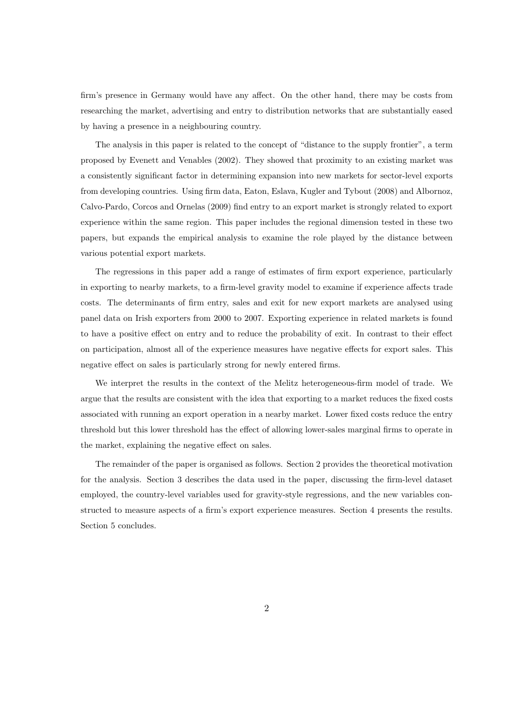firm's presence in Germany would have any affect. On the other hand, there may be costs from researching the market, advertising and entry to distribution networks that are substantially eased by having a presence in a neighbouring country.

The analysis in this paper is related to the concept of "distance to the supply frontier", a term proposed by Evenett and Venables (2002). They showed that proximity to an existing market was a consistently significant factor in determining expansion into new markets for sector-level exports from developing countries. Using firm data, Eaton, Eslava, Kugler and Tybout (2008) and Albornoz, Calvo-Pardo, Corcos and Ornelas (2009) find entry to an export market is strongly related to export experience within the same region. This paper includes the regional dimension tested in these two papers, but expands the empirical analysis to examine the role played by the distance between various potential export markets.

The regressions in this paper add a range of estimates of firm export experience, particularly in exporting to nearby markets, to a firm-level gravity model to examine if experience affects trade costs. The determinants of firm entry, sales and exit for new export markets are analysed using panel data on Irish exporters from 2000 to 2007. Exporting experience in related markets is found to have a positive effect on entry and to reduce the probability of exit. In contrast to their effect on participation, almost all of the experience measures have negative effects for export sales. This negative effect on sales is particularly strong for newly entered firms.

We interpret the results in the context of the Melitz heterogeneous-firm model of trade. We argue that the results are consistent with the idea that exporting to a market reduces the fixed costs associated with running an export operation in a nearby market. Lower fixed costs reduce the entry threshold but this lower threshold has the effect of allowing lower-sales marginal firms to operate in the market, explaining the negative effect on sales.

The remainder of the paper is organised as follows. Section 2 provides the theoretical motivation for the analysis. Section 3 describes the data used in the paper, discussing the firm-level dataset employed, the country-level variables used for gravity-style regressions, and the new variables constructed to measure aspects of a firm's export experience measures. Section 4 presents the results. Section 5 concludes.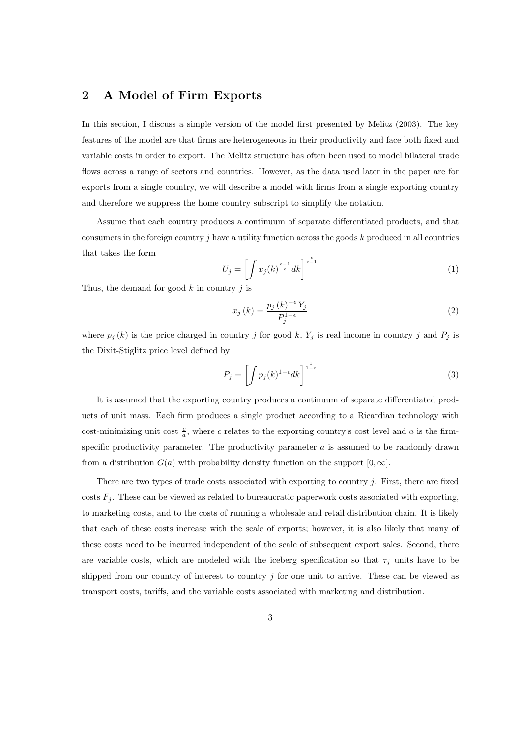## 2 A Model of Firm Exports

In this section, I discuss a simple version of the model first presented by Melitz (2003). The key features of the model are that firms are heterogeneous in their productivity and face both fixed and variable costs in order to export. The Melitz structure has often been used to model bilateral trade flows across a range of sectors and countries. However, as the data used later in the paper are for exports from a single country, we will describe a model with firms from a single exporting country and therefore we suppress the home country subscript to simplify the notation.

Assume that each country produces a continuum of separate differentiated products, and that consumers in the foreign country $j$ have a utility function across the goods $k$ produced in all countries that takes the form

$$U_j = \left[ \int x_j(k)^{\frac{\epsilon-1}{\epsilon}} dk \right]^{\frac{\epsilon}{\epsilon-1}} \tag{1}$$

Thus, the demand for good $k$ in country $j$ is

$$x_j(k) = \frac{p_j(k)^{-\epsilon} Y_j}{P_j^{1-\epsilon}} \tag{2}$$

where $p_j(k)$ is the price charged in country $j$ for good $k$, $Y_j$ is real income in country $j$ and $P_j$ is the Dixit-Stiglitz price level defined by

$$P_j = \left[ \int p_j(k)^{1-\epsilon} dk \right]^{\frac{1}{1-\epsilon}} \tag{3}$$

It is assumed that the exporting country produces a continuum of separate differentiated products of unit mass. Each firm produces a single product according to a Ricardian technology with cost-minimizing unit cost $\frac{c}{a}$, where $c$ relates to the exporting country's cost level and $a$ is the firm-specific productivity parameter. The productivity parameter $a$ is assumed to be randomly drawn from a distribution $G(a)$ with probability density function on the support $[0, \infty]$.

There are two types of trade costs associated with exporting to country $j$. First, there are fixed costs $F_j$. These can be viewed as related to bureaucratic paperwork costs associated with exporting, to marketing costs, and to the costs of running a wholesale and retail distribution chain. It is likely that each of these costs increase with the scale of exports; however, it is also likely that many of these costs need to be incurred independent of the scale of subsequent export sales. Second, there are variable costs, which are modeled with the iceberg specification so that $\tau_j$ units have to be shipped from our country of interest to country $j$ for one unit to arrive. These can be viewed as transport costs, tariffs, and the variable costs associated with marketing and distribution.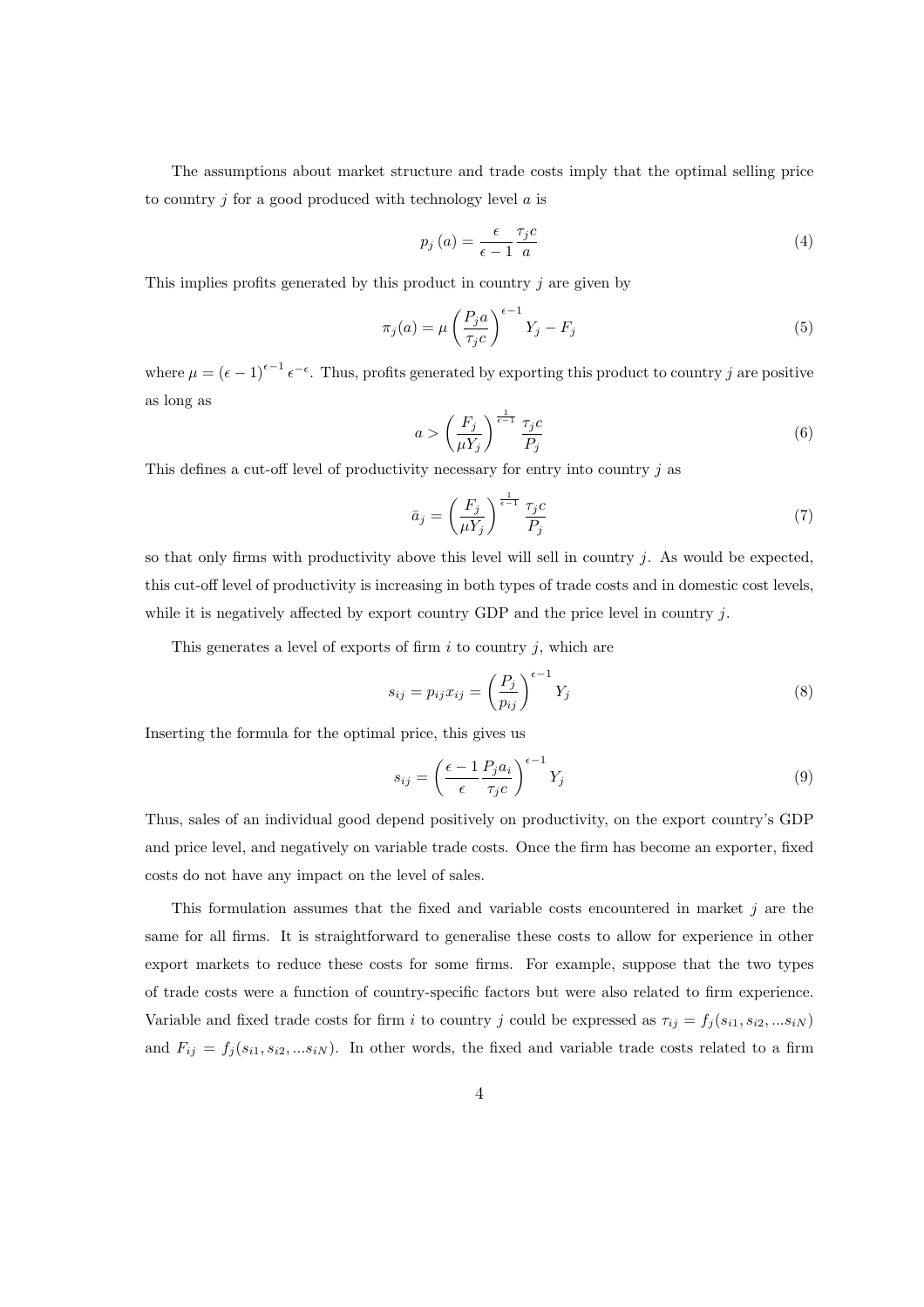The assumptions about market structure and trade costs imply that the optimal selling price to country $j$ for a good produced with technology level $a$ is

$$p_j(a) = \frac{\epsilon}{\epsilon - 1} \frac{\tau_j c}{a} \tag{4}$$

This implies profits generated by this product in country $j$ are given by

$$\pi_j(a) = \mu \left( \frac{P_j a}{\tau_j c} \right)^{\epsilon - 1} Y_j - F_j \tag{5}$$

where $\mu = (\epsilon - 1)^{\epsilon - 1} \epsilon^{-\epsilon}$. Thus, profits generated by exporting this product to country $j$ are positive as long as

$$a > \left( \frac{F_j}{\mu Y_j} \right)^{\frac{1}{\epsilon - 1}} \frac{\tau_j c}{P_j} \tag{6}$$

This defines a cut-off level of productivity necessary for entry into country $j$ as

$$\bar{a}_j = \left( \frac{F_j}{\mu Y_j} \right)^{\frac{1}{\epsilon - 1}} \frac{\tau_j c}{P_j} \tag{7}$$

so that only firms with productivity above this level will sell in country $j$. As would be expected, this cut-off level of productivity is increasing in both types of trade costs and in domestic cost levels, while it is negatively affected by export country GDP and the price level in country $j$.

This generates a level of exports of firm $i$ to country $j$, which are

$$s_{ij} = p_{ij} x_{ij} = \left( \frac{P_j}{p_{ij}} \right)^{\epsilon - 1} Y_j \tag{8}$$

Inserting the formula for the optimal price, this gives us

$$s_{ij} = \left( \frac{\epsilon - 1}{\epsilon} \frac{P_j a_i}{\tau_j c} \right)^{\epsilon - 1} Y_j \tag{9}$$

Thus, sales of an individual good depend positively on productivity, on the export country's GDP and price level, and negatively on variable trade costs. Once the firm has become an exporter, fixed costs do not have any impact on the level of sales.

This formulation assumes that the fixed and variable costs encountered in market $j$ are the same for all firms. It is straightforward to generalise these costs to allow for experience in other export markets to reduce these costs for some firms. For example, suppose that the two types of trade costs were a function of country-specific factors but were also related to firm experience. Variable and fixed trade costs for firm $i$ to country $j$ could be expressed as $\tau_{ij} = f_j(s_{i1}, s_{i2}, ...s_{iN})$ and $F_{ij} = f_j(s_{i1}, s_{i2}, ...s_{iN})$. In other words, the fixed and variable trade costs related to a firm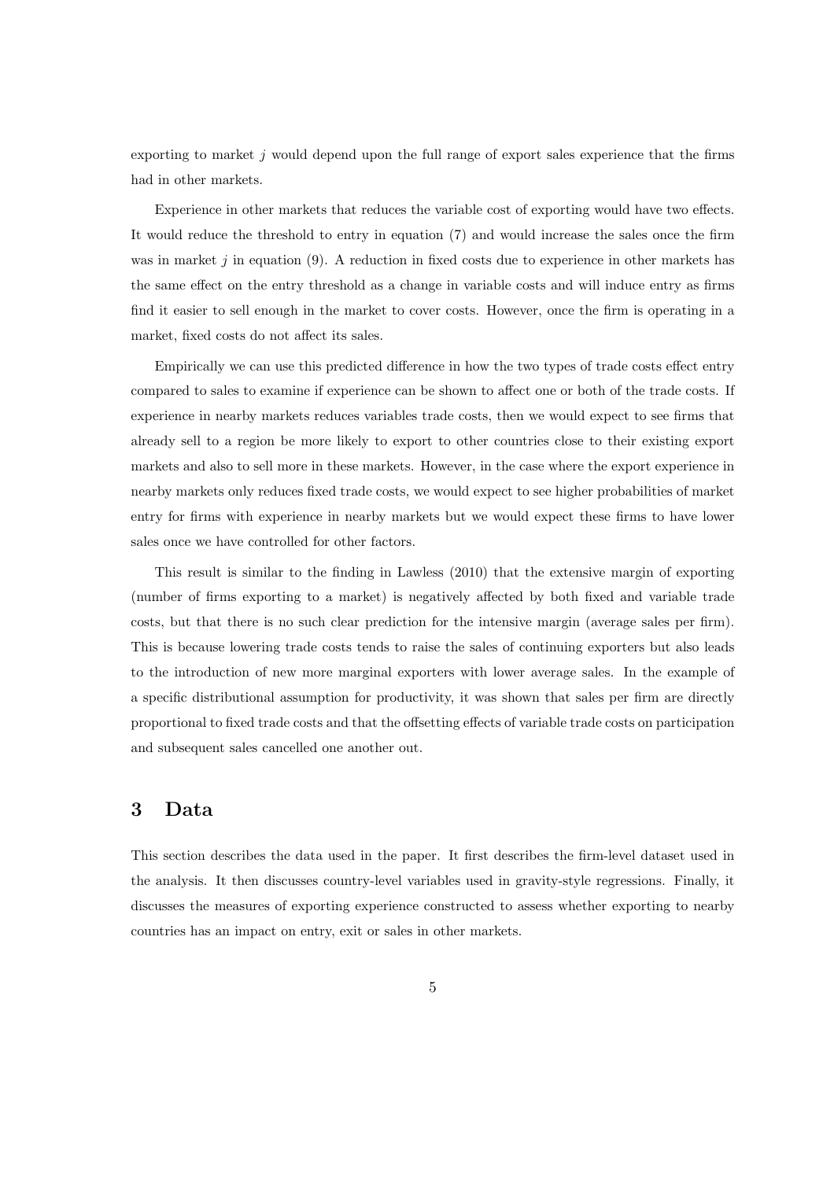exporting to market $j$ would depend upon the full range of export sales experience that the firms had in other markets.

Experience in other markets that reduces the variable cost of exporting would have two effects. It would reduce the threshold to entry in equation (7) and would increase the sales once the firm was in market $j$ in equation (9). A reduction in fixed costs due to experience in other markets has the same effect on the entry threshold as a change in variable costs and will induce entry as firms find it easier to sell enough in the market to cover costs. However, once the firm is operating in a market, fixed costs do not affect its sales.

Empirically we can use this predicted difference in how the two types of trade costs effect entry compared to sales to examine if experience can be shown to affect one or both of the trade costs. If experience in nearby markets reduces variables trade costs, then we would expect to see firms that already sell to a region be more likely to export to other countries close to their existing export markets and also to sell more in these markets. However, in the case where the export experience in nearby markets only reduces fixed trade costs, we would expect to see higher probabilities of market entry for firms with experience in nearby markets but we would expect these firms to have lower sales once we have controlled for other factors.

This result is similar to the finding in Lawless (2010) that the extensive margin of exporting (number of firms exporting to a market) is negatively affected by both fixed and variable trade costs, but that there is no such clear prediction for the intensive margin (average sales per firm). This is because lowering trade costs tends to raise the sales of continuing exporters but also leads to the introduction of new more marginal exporters with lower average sales. In the example of a specific distributional assumption for productivity, it was shown that sales per firm are directly proportional to fixed trade costs and that the offsetting effects of variable trade costs on participation and subsequent sales cancelled one another out.

# 3 Data

This section describes the data used in the paper. It first describes the firm-level dataset used in the analysis. It then discusses country-level variables used in gravity-style regressions. Finally, it discusses the measures of exporting experience constructed to assess whether exporting to nearby countries has an impact on entry, exit or sales in other markets.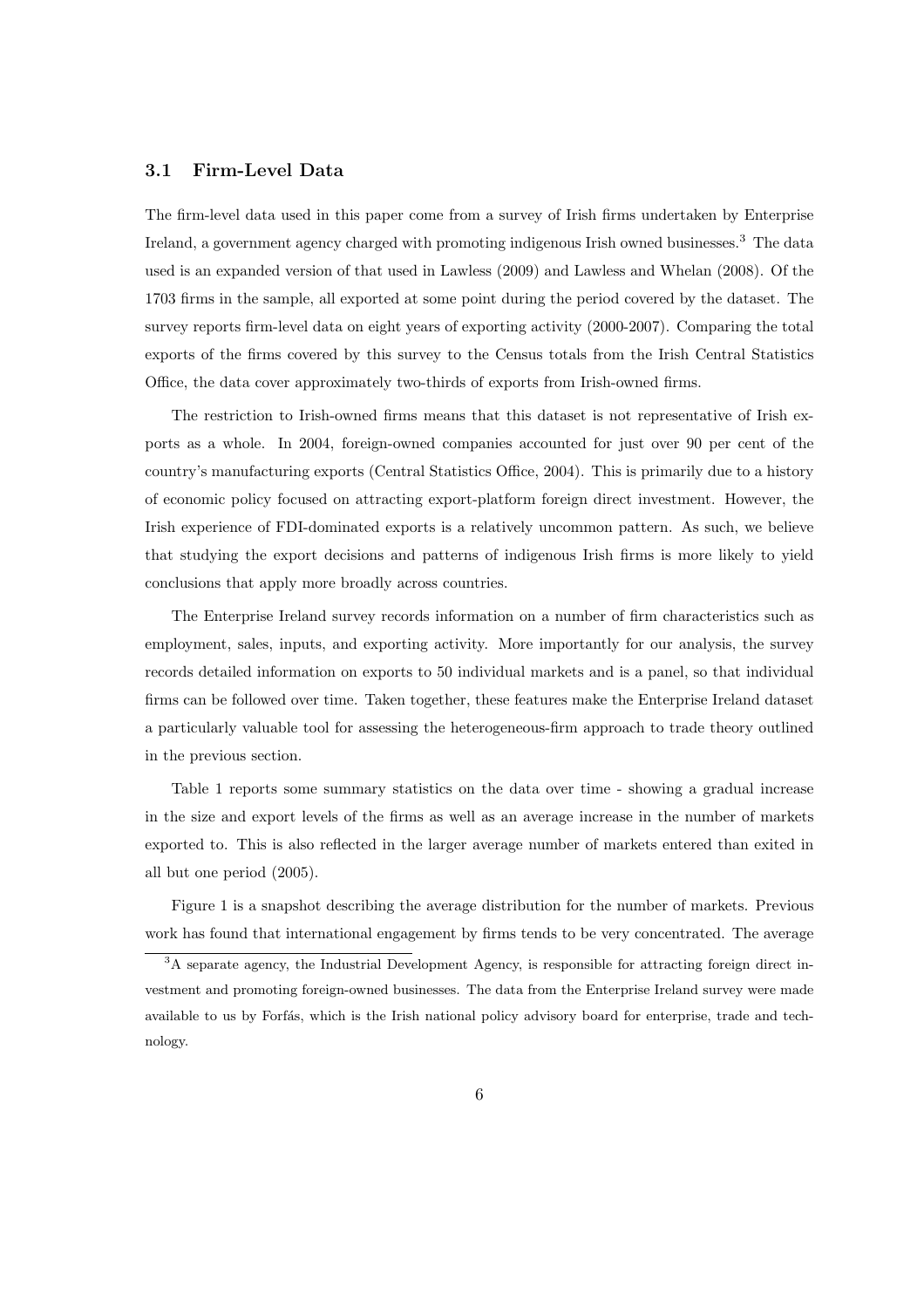### 3.1 Firm-Level Data

The firm-level data used in this paper come from a survey of Irish firms undertaken by Enterprise Ireland, a government agency charged with promoting indigenous Irish owned businesses.[3] The data used is an expanded version of that used in Lawless (2009) and Lawless and Whelan (2008). Of the 1703 firms in the sample, all exported at some point during the period covered by the dataset. The survey reports firm-level data on eight years of exporting activity (2000-2007). Comparing the total exports of the firms covered by this survey to the Census totals from the Irish Central Statistics Office, the data cover approximately two-thirds of exports from Irish-owned firms.

The restriction to Irish-owned firms means that this dataset is not representative of Irish exports as a whole. In 2004, foreign-owned companies accounted for just over 90 per cent of the country's manufacturing exports (Central Statistics Office, 2004). This is primarily due to a history of economic policy focused on attracting export-platform foreign direct investment. However, the Irish experience of FDI-dominated exports is a relatively uncommon pattern. As such, we believe that studying the export decisions and patterns of indigenous Irish firms is more likely to yield conclusions that apply more broadly across countries.

The Enterprise Ireland survey records information on a number of firm characteristics such as employment, sales, inputs, and exporting activity. More importantly for our analysis, the survey records detailed information on exports to 50 individual markets and is a panel, so that individual firms can be followed over time. Taken together, these features make the Enterprise Ireland dataset a particularly valuable tool for assessing the heterogeneous-firm approach to trade theory outlined in the previous section.

Table 1 reports some summary statistics on the data over time - showing a gradual increase in the size and export levels of the firms as well as an average increase in the number of markets exported to. This is also reflected in the larger average number of markets entered than exited in all but one period (2005).

Figure 1 is a snapshot describing the average distribution for the number of markets. Previous work has found that international engagement by firms tends to be very concentrated. The average

[3] A separate agency, the Industrial Development Agency, is responsible for attracting foreign direct investment and promoting foreign-owned businesses. The data from the Enterprise Ireland survey were made available to us by Forfás, which is the Irish national policy advisory board for enterprise, trade and technology.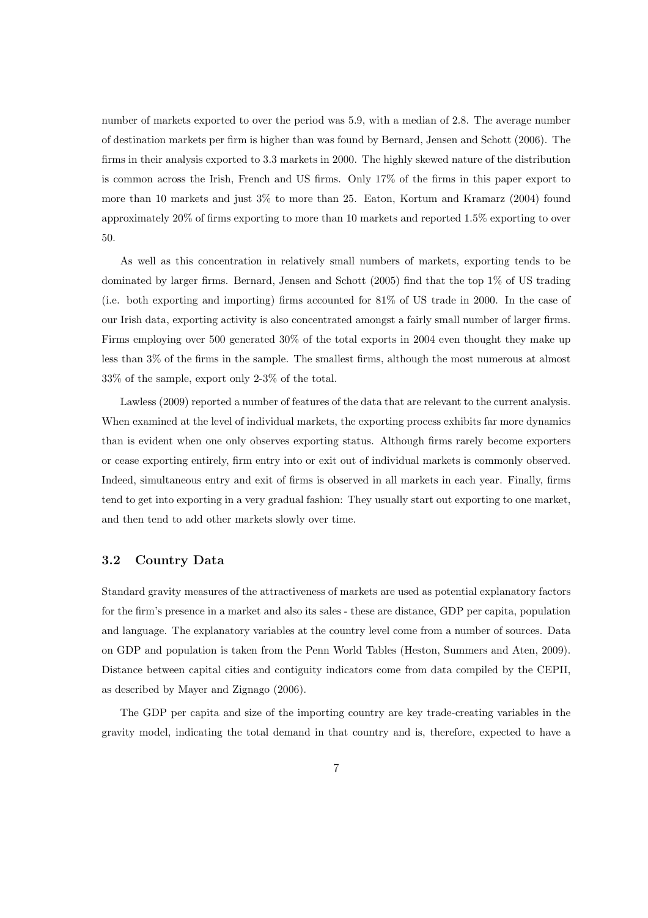number of markets exported to over the period was 5.9, with a median of 2.8. The average number of destination markets per firm is higher than was found by Bernard, Jensen and Schott (2006). The firms in their analysis exported to 3.3 markets in 2000. The highly skewed nature of the distribution is common across the Irish, French and US firms. Only 17% of the firms in this paper export to more than 10 markets and just 3% to more than 25. Eaton, Kortum and Kramarz (2004) found approximately 20% of firms exporting to more than 10 markets and reported 1.5% exporting to over 50.

As well as this concentration in relatively small numbers of markets, exporting tends to be dominated by larger firms. Bernard, Jensen and Schott (2005) find that the top 1% of US trading (i.e. both exporting and importing) firms accounted for 81% of US trade in 2000. In the case of our Irish data, exporting activity is also concentrated amongst a fairly small number of larger firms. Firms employing over 500 generated 30% of the total exports in 2004 even thought they make up less than 3% of the firms in the sample. The smallest firms, although the most numerous at almost 33% of the sample, export only 2-3% of the total.

Lawless (2009) reported a number of features of the data that are relevant to the current analysis. When examined at the level of individual markets, the exporting process exhibits far more dynamics than is evident when one only observes exporting status. Although firms rarely become exporters or cease exporting entirely, firm entry into or exit out of individual markets is commonly observed. Indeed, simultaneous entry and exit of firms is observed in all markets in each year. Finally, firms tend to get into exporting in a very gradual fashion: They usually start out exporting to one market, and then tend to add other markets slowly over time.

### 3.2 Country Data

Standard gravity measures of the attractiveness of markets are used as potential explanatory factors for the firm's presence in a market and also its sales - these are distance, GDP per capita, population and language. The explanatory variables at the country level come from a number of sources. Data on GDP and population is taken from the Penn World Tables (Heston, Summers and Aten, 2009). Distance between capital cities and contiguity indicators come from data compiled by the CEPII, as described by Mayer and Zignago (2006).

The GDP per capita and size of the importing country are key trade-creating variables in the gravity model, indicating the total demand in that country and is, therefore, expected to have a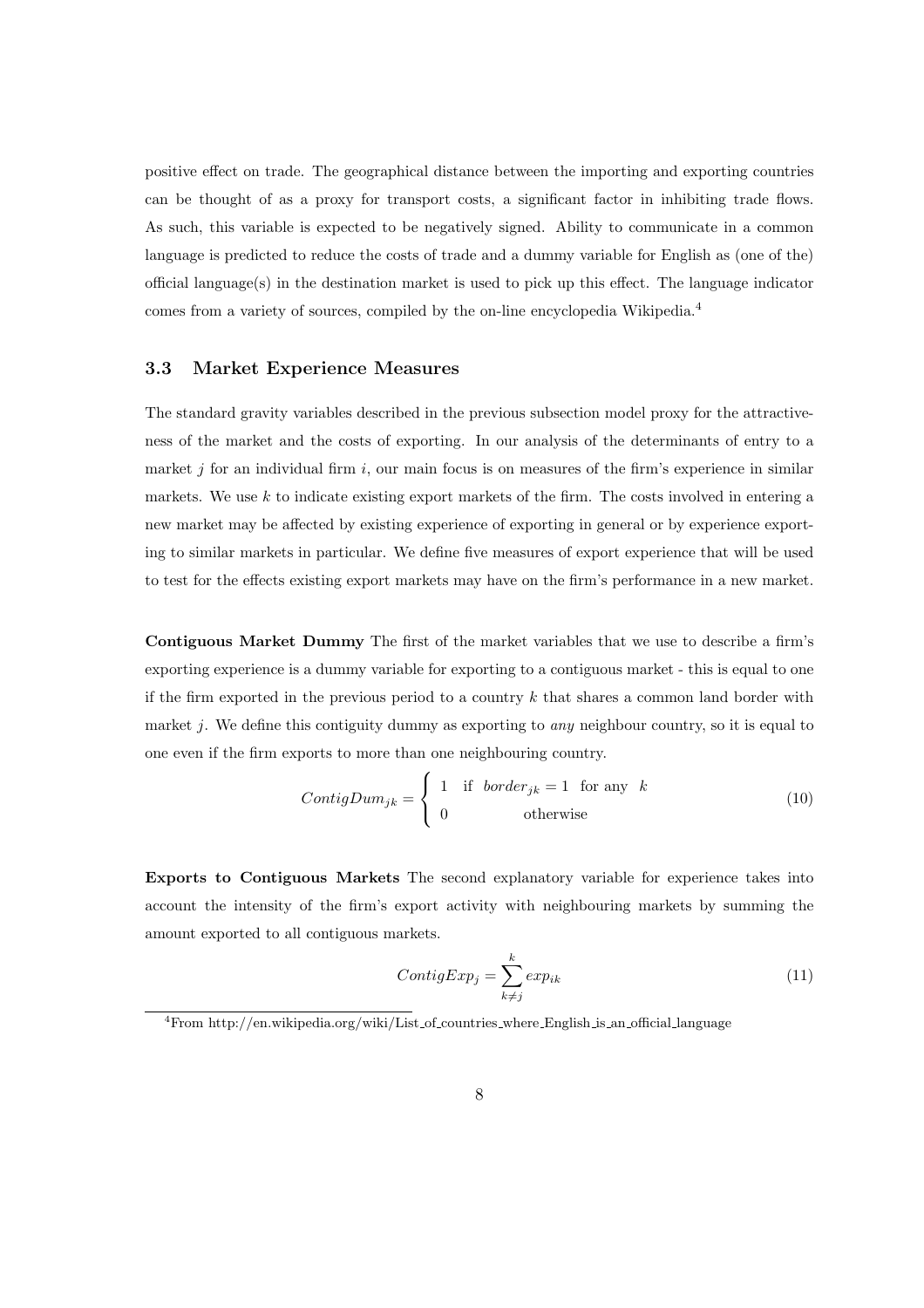positive effect on trade. The geographical distance between the importing and exporting countries can be thought of as a proxy for transport costs, a significant factor in inhibiting trade flows. As such, this variable is expected to be negatively signed. Ability to communicate in a common language is predicted to reduce the costs of trade and a dummy variable for English as (one of the) official language(s) in the destination market is used to pick up this effect. The language indicator comes from a variety of sources, compiled by the on-line encyclopedia Wikipedia.[4]

### 3.3 Market Experience Measures

The standard gravity variables described in the previous subsection model proxy for the attractiveness of the market and the costs of exporting. In our analysis of the determinants of entry to a market $j$ for an individual firm $i$, our main focus is on measures of the firm's experience in similar markets. We use $k$ to indicate existing export markets of the firm. The costs involved in entering a new market may be affected by existing experience of exporting in general or by experience exporting to similar markets in particular. We define five measures of export experience that will be used to test for the effects existing export markets may have on the firm's performance in a new market.

**Contiguous Market Dummy** The first of the market variables that we use to describe a firm's exporting experience is a dummy variable for exporting to a contiguous market - this is equal to one if the firm exported in the previous period to a country $k$ that shares a common land border with market $j$. We define this contiguity dummy as exporting to *any* neighbour country, so it is equal to one even if the firm exports to more than one neighbouring country.

$$ContigDum_{jk} = \begin{cases} 1 & \text{if } \ border_{jk} = 1 \ \text{ for any } \ k \\ 0 & \text{otherwise} \end{cases} \tag{10}$$

**Exports to Contiguous Markets** The second explanatory variable for experience takes into account the intensity of the firm's export activity with neighbouring markets by summing the amount exported to all contiguous markets.

$$ContigExp_j = \sum_{k \neq j}^{k} exp_{ik} \tag{11}$$

[4]From http://en.wikipedia.org/wiki/List_of_countries_where_English_is_an_official_language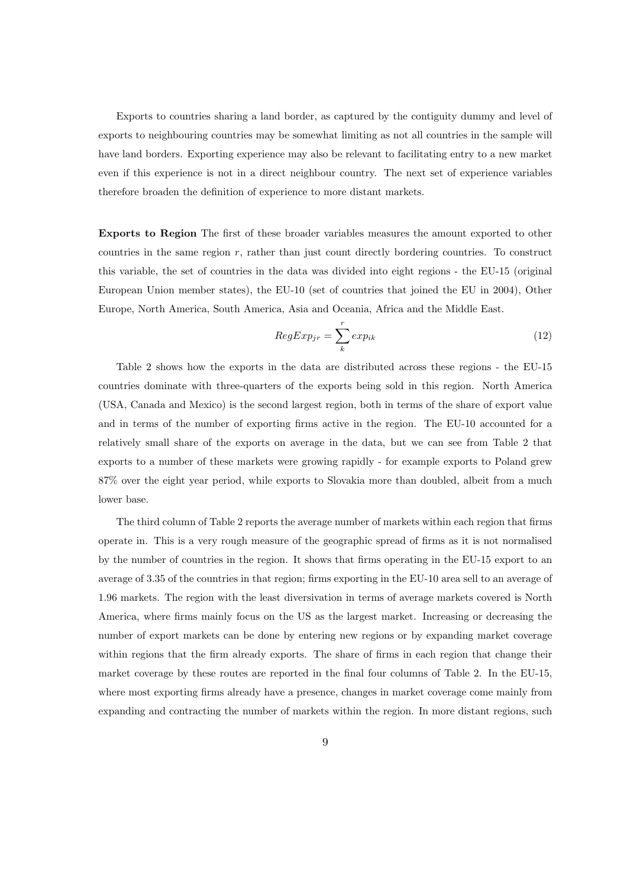Exports to countries sharing a land border, as captured by the contiguity dummy and level of exports to neighbouring countries may be somewhat limiting as not all countries in the sample will have land borders. Exporting experience may also be relevant to facilitating entry to a new market even if this experience is not in a direct neighbour country. The next set of experience variables therefore broaden the definition of experience to more distant markets.

**Exports to Region** The first of these broader variables measures the amount exported to other countries in the same region $r$, rather than just count directly bordering countries. To construct this variable, the set of countries in the data was divided into eight regions - the EU-15 (original European Union member states), the EU-10 (set of countries that joined the EU in 2004), Other Europe, North America, South America, Asia and Oceania, Africa and the Middle East.

$$RegExp_{jr} = \sum_{k}^{r} exp_{ik} \tag{12}$$

Table 2 shows how the exports in the data are distributed across these regions - the EU-15 countries dominate with three-quarters of the exports being sold in this region. North America (USA, Canada and Mexico) is the second largest region, both in terms of the share of export value and in terms of the number of exporting firms active in the region. The EU-10 accounted for a relatively small share of the exports on average in the data, but we can see from Table 2 that exports to a number of these markets were growing rapidly - for example exports to Poland grew 87% over the eight year period, while exports to Slovakia more than doubled, albeit from a much lower base.

The third column of Table 2 reports the average number of markets within each region that firms operate in. This is a very rough measure of the geographic spread of firms as it is not normalised by the number of countries in the region. It shows that firms operating in the EU-15 export to an average of 3.35 of the countries in that region; firms exporting in the EU-10 area sell to an average of 1.96 markets. The region with the least diversivation in terms of average markets covered is North America, where firms mainly focus on the US as the largest market. Increasing or decreasing the number of export markets can be done by entering new regions or by expanding market coverage within regions that the firm already exports. The share of firms in each region that change their market coverage by these routes are reported in the final four columns of Table 2. In the EU-15, where most exporting firms already have a presence, changes in market coverage come mainly from expanding and contracting the number of markets within the region. In more distant regions, such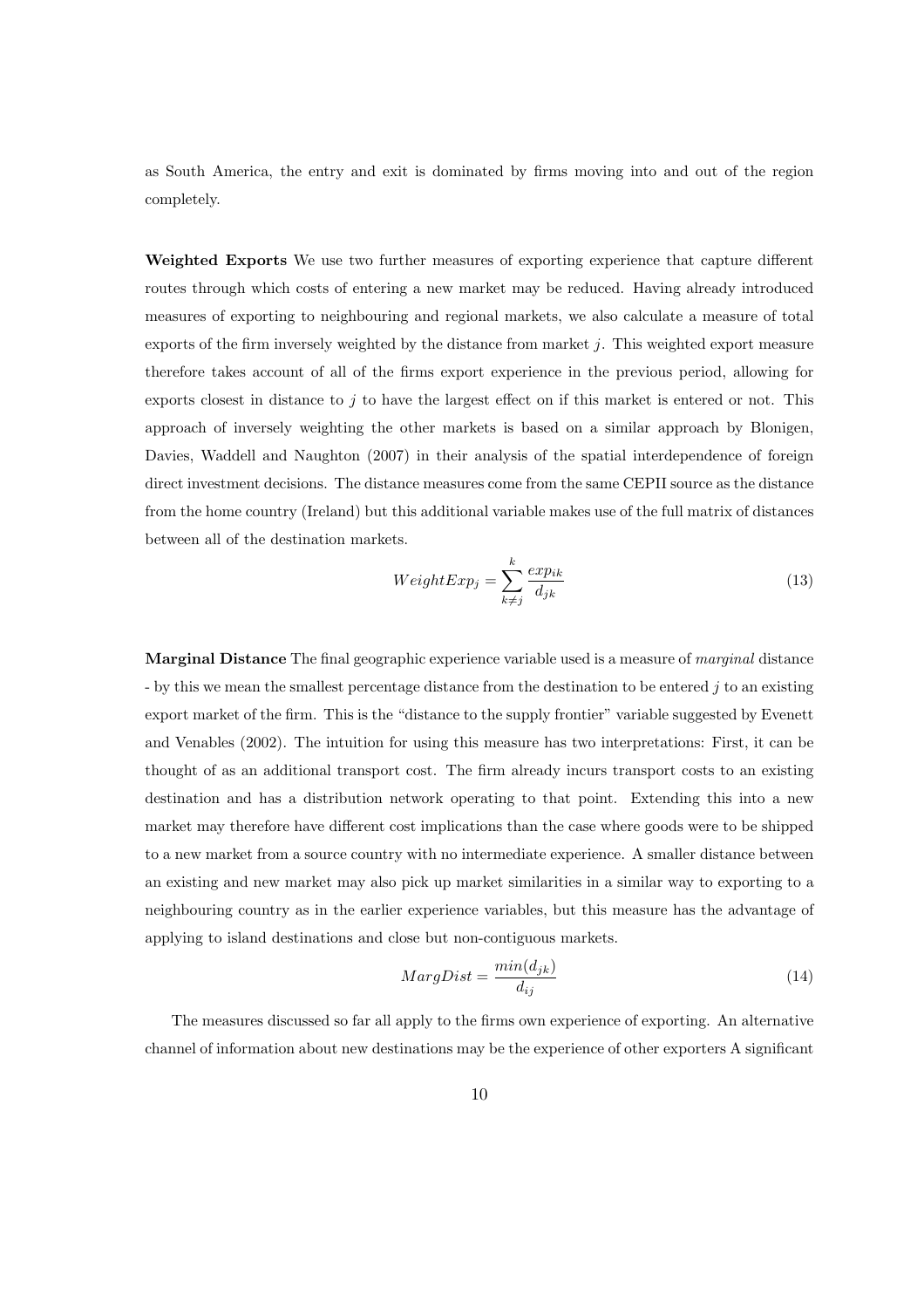as South America, the entry and exit is dominated by firms moving into and out of the region completely.

**Weighted Exports** We use two further measures of exporting experience that capture different routes through which costs of entering a new market may be reduced. Having already introduced measures of exporting to neighbouring and regional markets, we also calculate a measure of total exports of the firm inversely weighted by the distance from market $j$. This weighted export measure therefore takes account of all of the firms export experience in the previous period, allowing for exports closest in distance to $j$ to have the largest effect on if this market is entered or not. This approach of inversely weighting the other markets is based on a similar approach by Blonigen, Davies, Waddell and Naughton (2007) in their analysis of the spatial interdependence of foreign direct investment decisions. The distance measures come from the same CEPII source as the distance from the home country (Ireland) but this additional variable makes use of the full matrix of distances between all of the destination markets.

$$WeightExp_j = \sum_{k \neq j}^{k} \frac{exp_{ik}}{d_{jk}} \tag{13}$$

**Marginal Distance** The final geographic experience variable used is a measure of *marginal* distance - by this we mean the smallest percentage distance from the destination to be entered $j$ to an existing export market of the firm. This is the "distance to the supply frontier" variable suggested by Evenett and Venables (2002). The intuition for using this measure has two interpretations: First, it can be thought of as an additional transport cost. The firm already incurs transport costs to an existing destination and has a distribution network operating to that point. Extending this into a new market may therefore have different cost implications than the case where goods were to be shipped to a new market from a source country with no intermediate experience. A smaller distance between an existing and new market may also pick up market similarities in a similar way to exporting to a neighbouring country as in the earlier experience variables, but this measure has the advantage of applying to island destinations and close but non-contiguous markets.

$$MargDist = \frac{min(d_{jk})}{d_{ij}} \tag{14}$$

The measures discussed so far all apply to the firms own experience of exporting. An alternative channel of information about new destinations may be the experience of other exporters A significant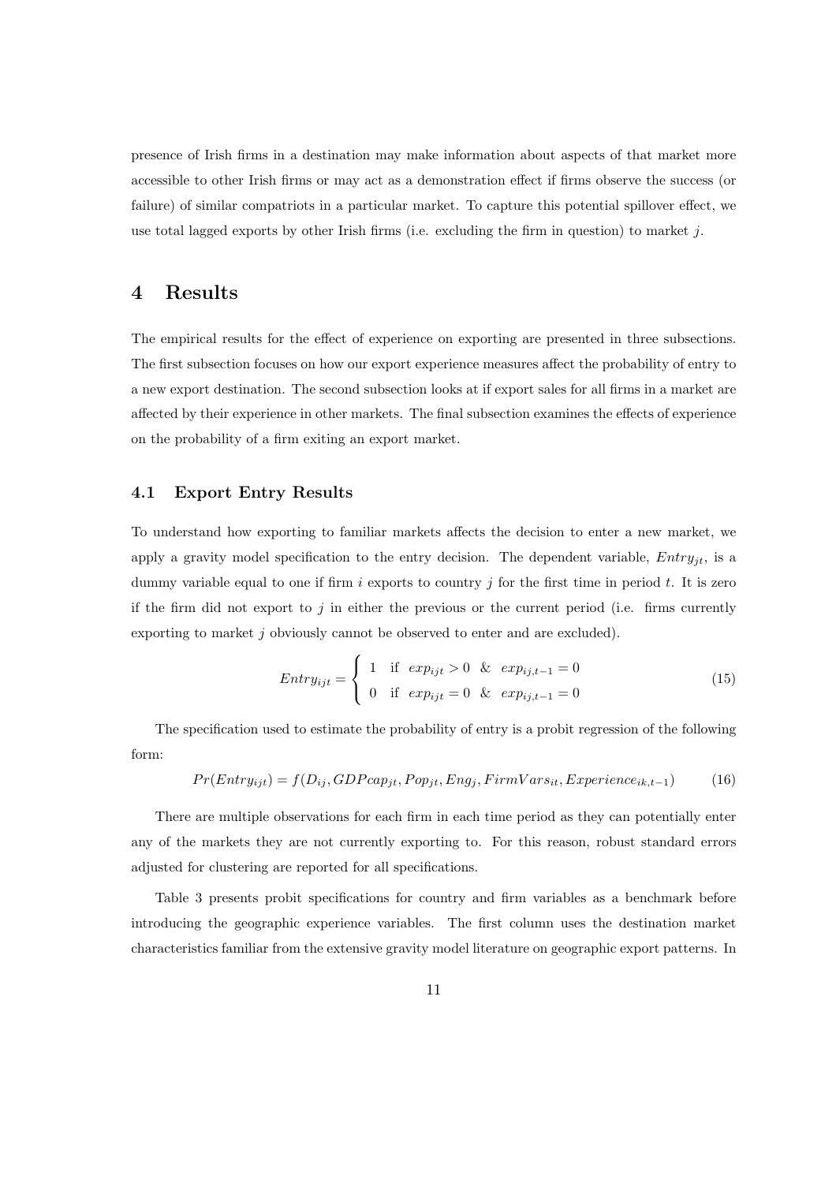presence of Irish firms in a destination may make information about aspects of that market more accessible to other Irish firms or may act as a demonstration effect if firms observe the success (or failure) of similar compatriots in a particular market. To capture this potential spillover effect, we use total lagged exports by other Irish firms (i.e. excluding the firm in question) to market $j$.

# 4 Results

The empirical results for the effect of experience on exporting are presented in three subsections. The first subsection focuses on how our export experience measures affect the probability of entry to a new export destination. The second subsection looks at if export sales for all firms in a market are affected by their experience in other markets. The final subsection examines the effects of experience on the probability of a firm exiting an export market.

## 4.1 Export Entry Results

To understand how exporting to familiar markets affects the decision to enter a new market, we apply a gravity model specification to the entry decision. The dependent variable, $Entry_{jt}$, is a dummy variable equal to one if firm $i$ exports to country $j$ for the first time in period $t$. It is zero if the firm did not export to $j$ in either the previous or the current period (i.e. firms currently exporting to market $j$ obviously cannot be observed to enter and are excluded).

$$Entry_{ijt} = \begin{cases} 1 & \text{if } exp_{ijt} > 0 \ \ \& \ \ exp_{ij,t-1} = 0 \\ 0 & \text{if } exp_{ijt} = 0 \ \ \& \ \ exp_{ij,t-1} = 0 \end{cases} \tag{15}$$

The specification used to estimate the probability of entry is a probit regression of the following form:

$$Pr(Entry_{ijt}) = f(D_{ij}, GDPcap_{jt}, Pop_{jt}, Eng_j, FirmVars_{it}, Experience_{ik,t-1}) \tag{16}$$

There are multiple observations for each firm in each time period as they can potentially enter any of the markets they are not currently exporting to. For this reason, robust standard errors adjusted for clustering are reported for all specifications.

Table 3 presents probit specifications for country and firm variables as a benchmark before introducing the geographic experience variables. The first column uses the destination market characteristics familiar from the extensive gravity model literature on geographic export patterns. In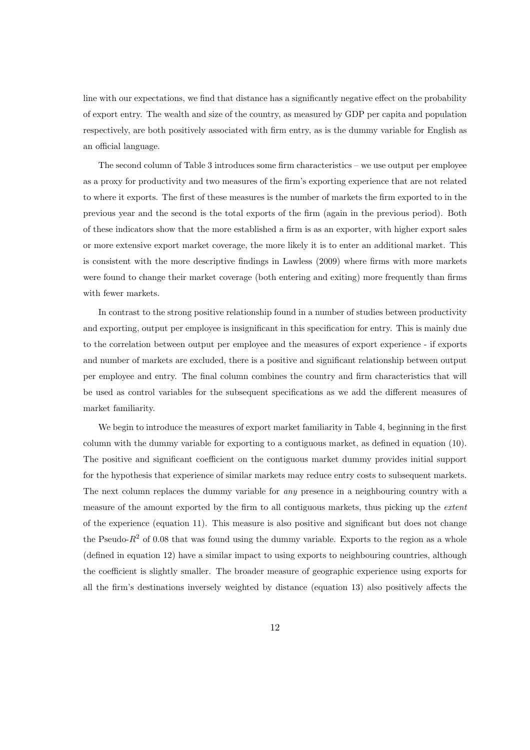line with our expectations, we find that distance has a significantly negative effect on the probability of export entry. The wealth and size of the country, as measured by GDP per capita and population respectively, are both positively associated with firm entry, as is the dummy variable for English as an official language.

The second column of Table 3 introduces some firm characteristics – we use output per employee as a proxy for productivity and two measures of the firm's exporting experience that are not related to where it exports. The first of these measures is the number of markets the firm exported to in the previous year and the second is the total exports of the firm (again in the previous period). Both of these indicators show that the more established a firm is as an exporter, with higher export sales or more extensive export market coverage, the more likely it is to enter an additional market. This is consistent with the more descriptive findings in Lawless (2009) where firms with more markets were found to change their market coverage (both entering and exiting) more frequently than firms with fewer markets.

In contrast to the strong positive relationship found in a number of studies between productivity and exporting, output per employee is insignificant in this specification for entry. This is mainly due to the correlation between output per employee and the measures of export experience - if exports and number of markets are excluded, there is a positive and significant relationship between output per employee and entry. The final column combines the country and firm characteristics that will be used as control variables for the subsequent specifications as we add the different measures of market familiarity.

We begin to introduce the measures of export market familiarity in Table 4, beginning in the first column with the dummy variable for exporting to a contiguous market, as defined in equation (10). The positive and significant coefficient on the contiguous market dummy provides initial support for the hypothesis that experience of similar markets may reduce entry costs to subsequent markets. The next column replaces the dummy variable for *any* presence in a neighbouring country with a measure of the amount exported by the firm to all contiguous markets, thus picking up the *extent* of the experience (equation 11). This measure is also positive and significant but does not change the Pseudo-$R^2$ of 0.08 that was found using the dummy variable. Exports to the region as a whole (defined in equation 12) have a similar impact to using exports to neighbouring countries, although the coefficient is slightly smaller. The broader measure of geographic experience using exports for all the firm's destinations inversely weighted by distance (equation 13) also positively affects the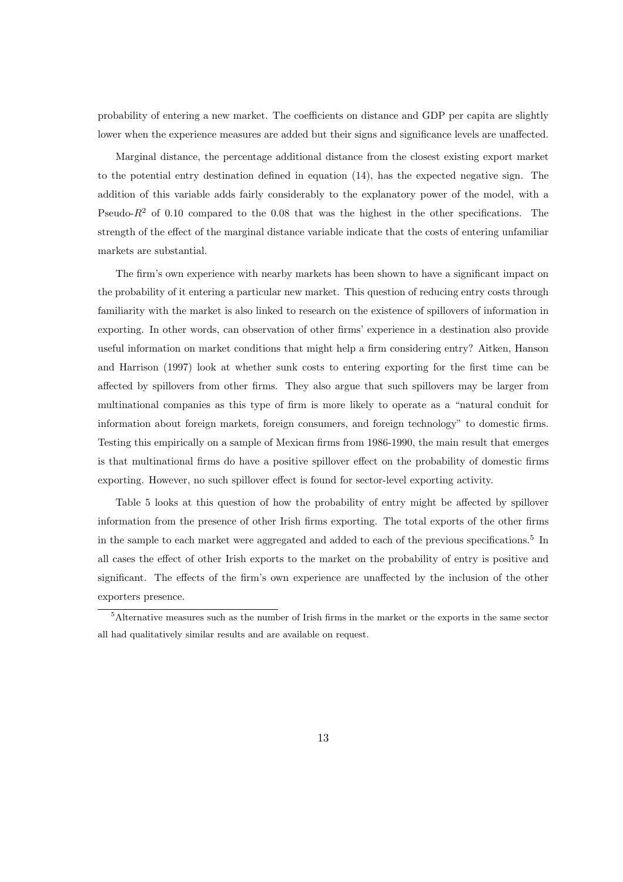probability of entering a new market. The coefficients on distance and GDP per capita are slightly lower when the experience measures are added but their signs and significance levels are unaffected.

Marginal distance, the percentage additional distance from the closest existing export market to the potential entry destination defined in equation (14), has the expected negative sign. The addition of this variable adds fairly considerably to the explanatory power of the model, with a Pseudo-$R^2$ of 0.10 compared to the 0.08 that was the highest in the other specifications. The strength of the effect of the marginal distance variable indicate that the costs of entering unfamiliar markets are substantial.

The firm's own experience with nearby markets has been shown to have a significant impact on the probability of it entering a particular new market. This question of reducing entry costs through familiarity with the market is also linked to research on the existence of spillovers of information in exporting. In other words, can observation of other firms' experience in a destination also provide useful information on market conditions that might help a firm considering entry? Aitken, Hanson and Harrison (1997) look at whether sunk costs to entering exporting for the first time can be affected by spillovers from other firms. They also argue that such spillovers may be larger from multinational companies as this type of firm is more likely to operate as a "natural conduit for information about foreign markets, foreign consumers, and foreign technology" to domestic firms. Testing this empirically on a sample of Mexican firms from 1986-1990, the main result that emerges is that multinational firms do have a positive spillover effect on the probability of domestic firms exporting. However, no such spillover effect is found for sector-level exporting activity.

Table 5 looks at this question of how the probability of entry might be affected by spillover information from the presence of other Irish firms exporting. The total exports of the other firms in the sample to each market were aggregated and added to each of the previous specifications.[5] In all cases the effect of other Irish exports to the market on the probability of entry is positive and significant. The effects of the firm's own experience are unaffected by the inclusion of the other exporters presence.

[5] Alternative measures such as the number of Irish firms in the market or the exports in the same sector all had qualitatively similar results and are available on request.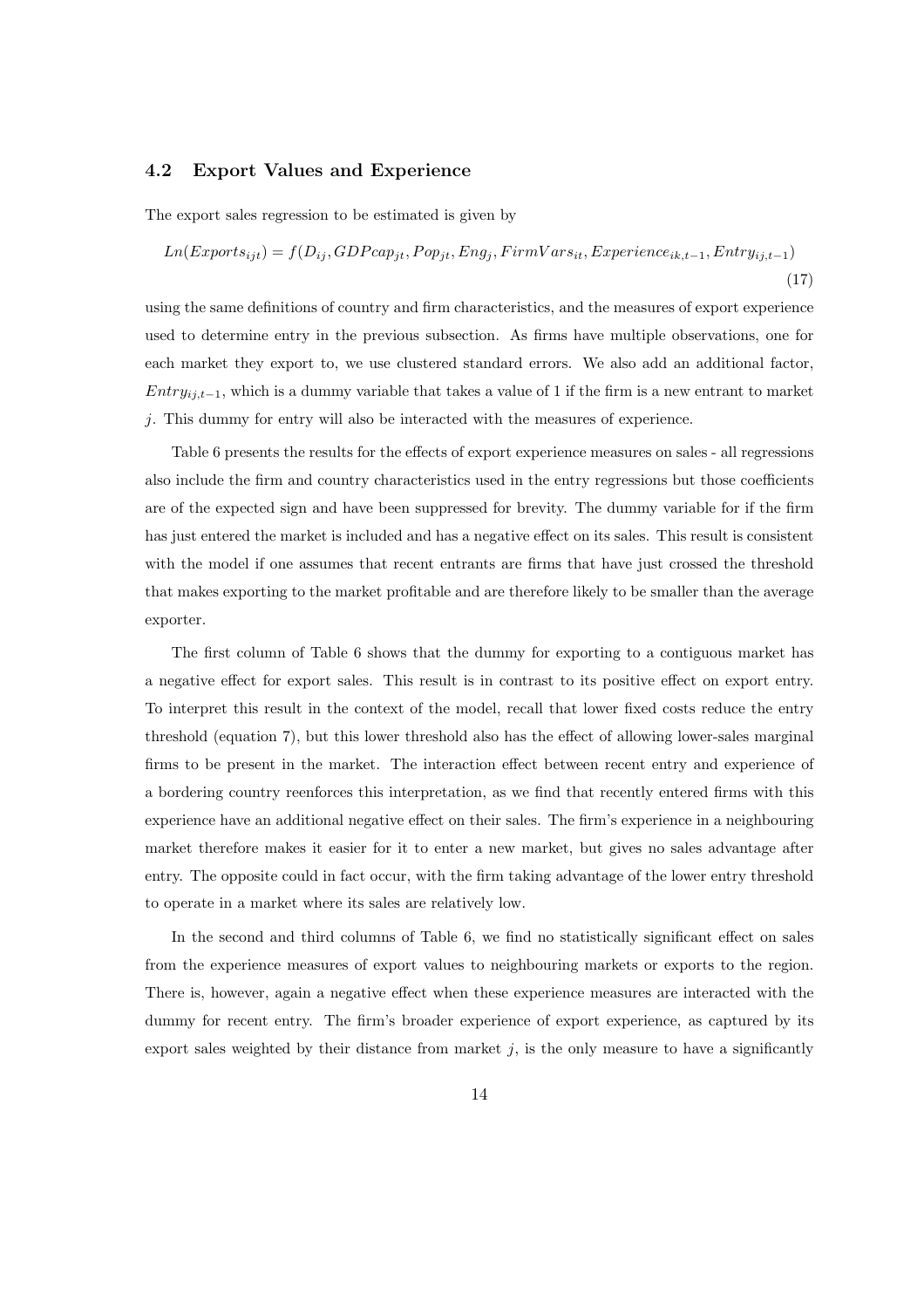### 4.2 Export Values and Experience

The export sales regression to be estimated is given by

$$Ln(Exports_{ijt}) = f(D_{ij}, GDPcap_{jt}, Pop_{jt}, Eng_j, FirmVars_{it}, Experience_{ik,t-1}, Entry_{ij,t-1}) \tag{17}$$

using the same definitions of country and firm characteristics, and the measures of export experience used to determine entry in the previous subsection. As firms have multiple observations, one for each market they export to, we use clustered standard errors. We also add an additional factor, $Entry_{ij,t-1}$, which is a dummy variable that takes a value of 1 if the firm is a new entrant to market $j$. This dummy for entry will also be interacted with the measures of experience.

Table 6 presents the results for the effects of export experience measures on sales - all regressions also include the firm and country characteristics used in the entry regressions but those coefficients are of the expected sign and have been suppressed for brevity. The dummy variable for if the firm has just entered the market is included and has a negative effect on its sales. This result is consistent with the model if one assumes that recent entrants are firms that have just crossed the threshold that makes exporting to the market profitable and are therefore likely to be smaller than the average exporter.

The first column of Table 6 shows that the dummy for exporting to a contiguous market has a negative effect for export sales. This result is in contrast to its positive effect on export entry. To interpret this result in the context of the model, recall that lower fixed costs reduce the entry threshold (equation 7), but this lower threshold also has the effect of allowing lower-sales marginal firms to be present in the market. The interaction effect between recent entry and experience of a bordering country reenforces this interpretation, as we find that recently entered firms with this experience have an additional negative effect on their sales. The firm's experience in a neighbouring market therefore makes it easier for it to enter a new market, but gives no sales advantage after entry. The opposite could in fact occur, with the firm taking advantage of the lower entry threshold to operate in a market where its sales are relatively low.

In the second and third columns of Table 6, we find no statistically significant effect on sales from the experience measures of export values to neighbouring markets or exports to the region. There is, however, again a negative effect when these experience measures are interacted with the dummy for recent entry. The firm's broader experience of export experience, as captured by its export sales weighted by their distance from market $j$, is the only measure to have a significantly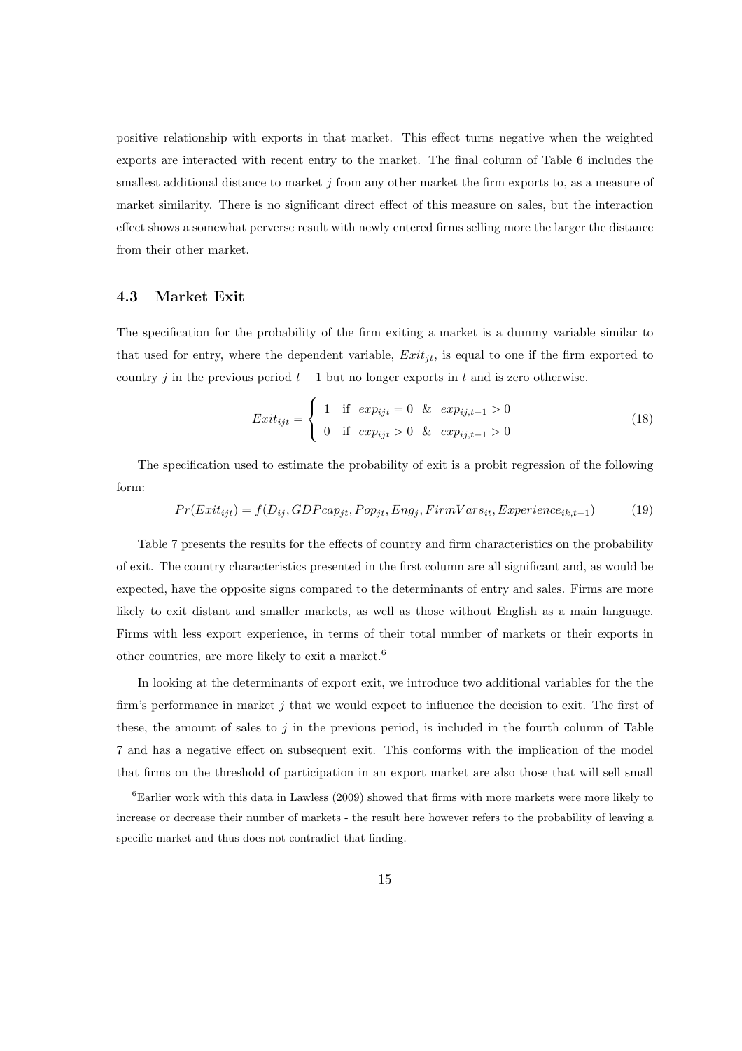positive relationship with exports in that market. This effect turns negative when the weighted exports are interacted with recent entry to the market. The final column of Table 6 includes the smallest additional distance to market $j$ from any other market the firm exports to, as a measure of market similarity. There is no significant direct effect of this measure on sales, but the interaction effect shows a somewhat perverse result with newly entered firms selling more the larger the distance from their other market.

### 4.3 Market Exit

The specification for the probability of the firm exiting a market is a dummy variable similar to that used for entry, where the dependent variable, $Exit_{jt}$, is equal to one if the firm exported to country $j$ in the previous period $t-1$ but no longer exports in $t$ and is zero otherwise.

$$Exit_{ijt} = \begin{cases} 1 & \text{if } \ exp_{ijt} = 0 \ \ \& \ \ exp_{ij,t-1} > 0 \\ 0 & \text{if } \ exp_{ijt} > 0 \ \ \& \ \ exp_{ij,t-1} > 0 \end{cases} \tag{18}$$

The specification used to estimate the probability of exit is a probit regression of the following form:

$$Pr(Exit_{ijt}) = f(D_{ij}, GDPcap_{jt}, Pop_{jt}, Eng_j, FirmVars_{it}, Experience_{ik,t-1}) \tag{19}$$

Table 7 presents the results for the effects of country and firm characteristics on the probability of exit. The country characteristics presented in the first column are all significant and, as would be expected, have the opposite signs compared to the determinants of entry and sales. Firms are more likely to exit distant and smaller markets, as well as those without English as a main language. Firms with less export experience, in terms of their total number of markets or their exports in other countries, are more likely to exit a market.[6]

In looking at the determinants of export exit, we introduce two additional variables for the the firm's performance in market $j$ that we would expect to influence the decision to exit. The first of these, the amount of sales to $j$ in the previous period, is included in the fourth column of Table 7 and has a negative effect on subsequent exit. This conforms with the implication of the model that firms on the threshold of participation in an export market are also those that will sell small

[6] Earlier work with this data in Lawless (2009) showed that firms with more markets were more likely to increase or decrease their number of markets - the result here however refers to the probability of leaving a specific market and thus does not contradict that finding.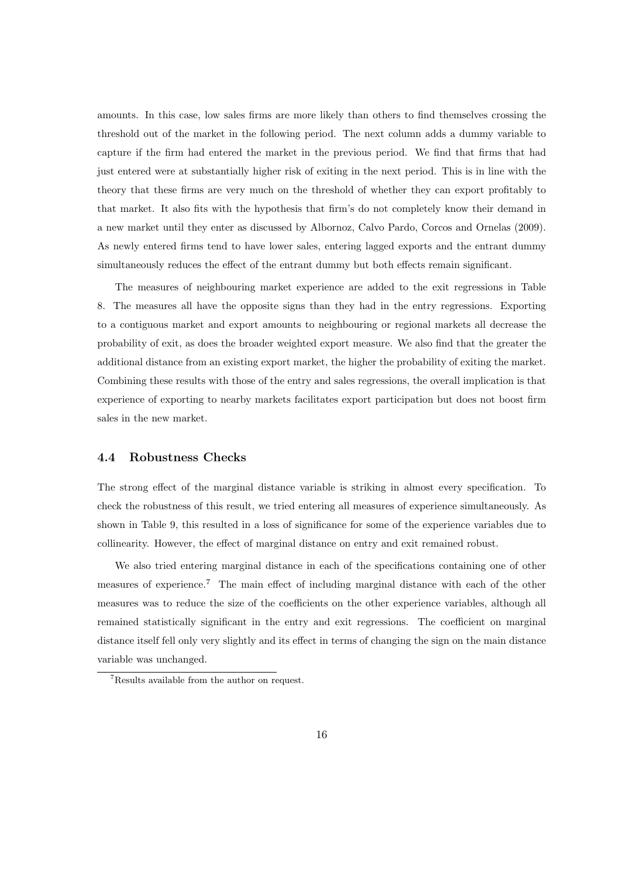amounts. In this case, low sales firms are more likely than others to find themselves crossing the threshold out of the market in the following period. The next column adds a dummy variable to capture if the firm had entered the market in the previous period. We find that firms that had just entered were at substantially higher risk of exiting in the next period. This is in line with the theory that these firms are very much on the threshold of whether they can export profitably to that market. It also fits with the hypothesis that firm's do not completely know their demand in a new market until they enter as discussed by Albornoz, Calvo Pardo, Corcos and Ornelas (2009). As newly entered firms tend to have lower sales, entering lagged exports and the entrant dummy simultaneously reduces the effect of the entrant dummy but both effects remain significant.

The measures of neighbouring market experience are added to the exit regressions in Table 8. The measures all have the opposite signs than they had in the entry regressions. Exporting to a contiguous market and export amounts to neighbouring or regional markets all decrease the probability of exit, as does the broader weighted export measure. We also find that the greater the additional distance from an existing export market, the higher the probability of exiting the market. Combining these results with those of the entry and sales regressions, the overall implication is that experience of exporting to nearby markets facilitates export participation but does not boost firm sales in the new market.

### 4.4 Robustness Checks

The strong effect of the marginal distance variable is striking in almost every specification. To check the robustness of this result, we tried entering all measures of experience simultaneously. As shown in Table 9, this resulted in a loss of significance for some of the experience variables due to collinearity. However, the effect of marginal distance on entry and exit remained robust.

We also tried entering marginal distance in each of the specifications containing one of other measures of experience.[7] The main effect of including marginal distance with each of the other measures was to reduce the size of the coefficients on the other experience variables, although all remained statistically significant in the entry and exit regressions. The coefficient on marginal distance itself fell only very slightly and its effect in terms of changing the sign on the main distance variable was unchanged.

[7] Results available from the author on request.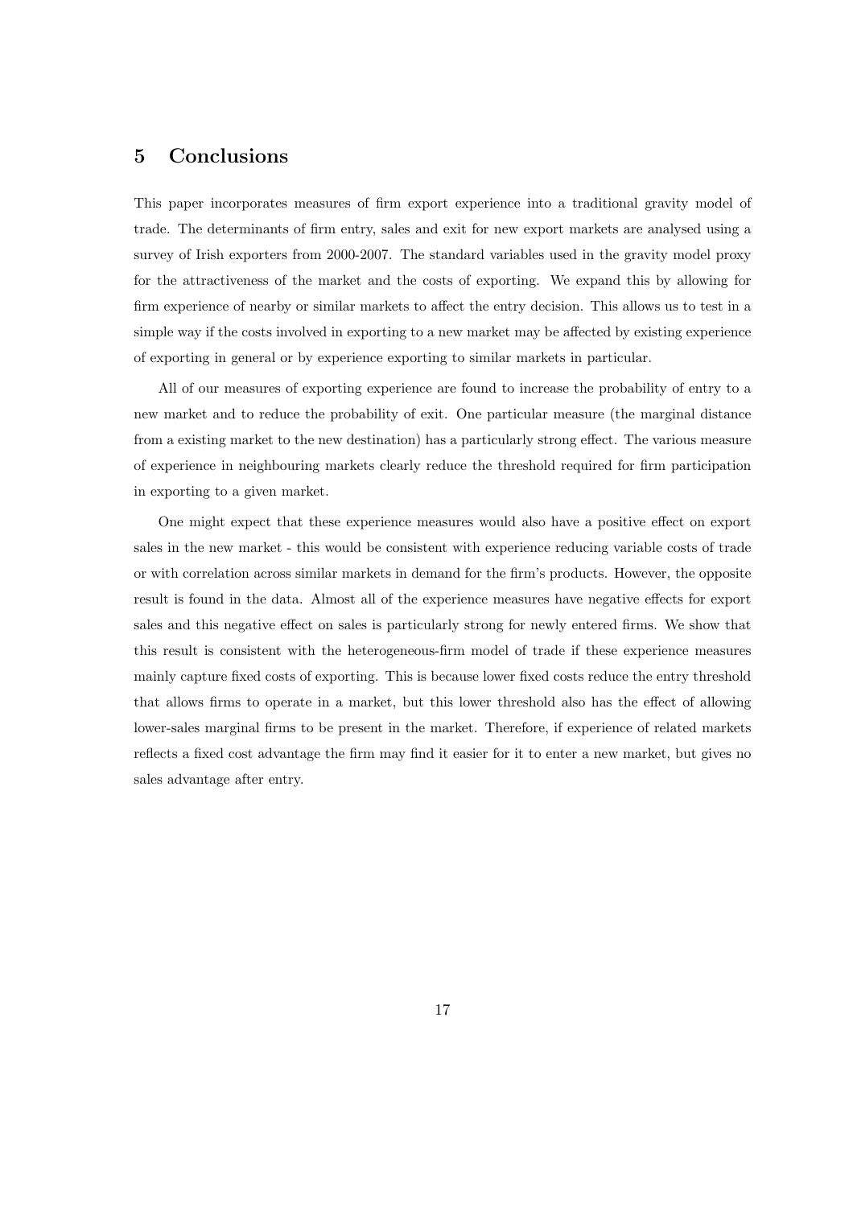## 5 Conclusions

This paper incorporates measures of firm export experience into a traditional gravity model of trade. The determinants of firm entry, sales and exit for new export markets are analysed using a survey of Irish exporters from 2000-2007. The standard variables used in the gravity model proxy for the attractiveness of the market and the costs of exporting. We expand this by allowing for firm experience of nearby or similar markets to affect the entry decision. This allows us to test in a simple way if the costs involved in exporting to a new market may be affected by existing experience of exporting in general or by experience exporting to similar markets in particular.

All of our measures of exporting experience are found to increase the probability of entry to a new market and to reduce the probability of exit. One particular measure (the marginal distance from a existing market to the new destination) has a particularly strong effect. The various measure of experience in neighbouring markets clearly reduce the threshold required for firm participation in exporting to a given market.

One might expect that these experience measures would also have a positive effect on export sales in the new market - this would be consistent with experience reducing variable costs of trade or with correlation across similar markets in demand for the firm's products. However, the opposite result is found in the data. Almost all of the experience measures have negative effects for export sales and this negative effect on sales is particularly strong for newly entered firms. We show that this result is consistent with the heterogeneous-firm model of trade if these experience measures mainly capture fixed costs of exporting. This is because lower fixed costs reduce the entry threshold that allows firms to operate in a market, but this lower threshold also has the effect of allowing lower-sales marginal firms to be present in the market. Therefore, if experience of related markets reflects a fixed cost advantage the firm may find it easier for it to enter a new market, but gives no sales advantage after entry.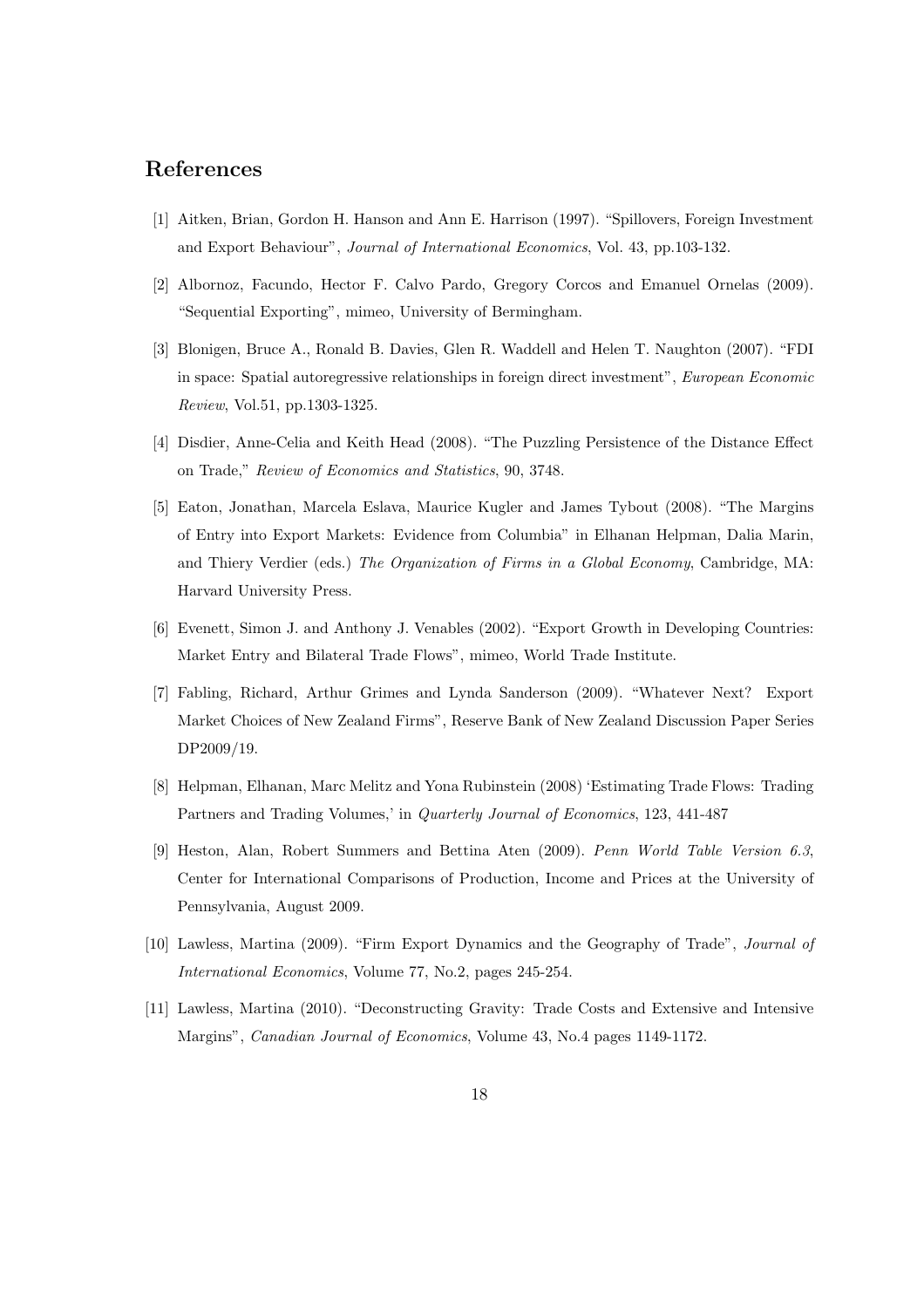## References

[1] Aitken, Brian, Gordon H. Hanson and Ann E. Harrison (1997). "Spillovers, Foreign Investment and Export Behaviour", *Journal of International Economics*, Vol. 43, pp.103-132.

[2] Albornoz, Facundo, Hector F. Calvo Pardo, Gregory Corcos and Emanuel Ornelas (2009). "Sequential Exporting", mimeo, University of Bermingham.

[3] Blonigen, Bruce A., Ronald B. Davies, Glen R. Waddell and Helen T. Naughton (2007). "FDI in space: Spatial autoregressive relationships in foreign direct investment", *European Economic Review*, Vol.51, pp.1303-1325.

[4] Disdier, Anne-Celia and Keith Head (2008). "The Puzzling Persistence of the Distance Effect on Trade," *Review of Economics and Statistics*, 90, 3748.

[5] Eaton, Jonathan, Marcela Eslava, Maurice Kugler and James Tybout (2008). "The Margins of Entry into Export Markets: Evidence from Columbia" in Elhanan Helpman, Dalia Marin, and Thiery Verdier (eds.) *The Organization of Firms in a Global Economy*, Cambridge, MA: Harvard University Press.

[6] Evenett, Simon J. and Anthony J. Venables (2002). "Export Growth in Developing Countries: Market Entry and Bilateral Trade Flows", mimeo, World Trade Institute.

[7] Fabling, Richard, Arthur Grimes and Lynda Sanderson (2009). "Whatever Next? Export Market Choices of New Zealand Firms", Reserve Bank of New Zealand Discussion Paper Series DP2009/19.

[8] Helpman, Elhanan, Marc Melitz and Yona Rubinstein (2008) 'Estimating Trade Flows: Trading Partners and Trading Volumes,' in *Quarterly Journal of Economics*, 123, 441-487

[9] Heston, Alan, Robert Summers and Bettina Aten (2009). *Penn World Table Version 6.3*, Center for International Comparisons of Production, Income and Prices at the University of Pennsylvania, August 2009.

[10] Lawless, Martina (2009). "Firm Export Dynamics and the Geography of Trade", *Journal of International Economics*, Volume 77, No.2, pages 245-254.

[11] Lawless, Martina (2010). "Deconstructing Gravity: Trade Costs and Extensive and Intensive Margins", *Canadian Journal of Economics*, Volume 43, No.4 pages 1149-1172.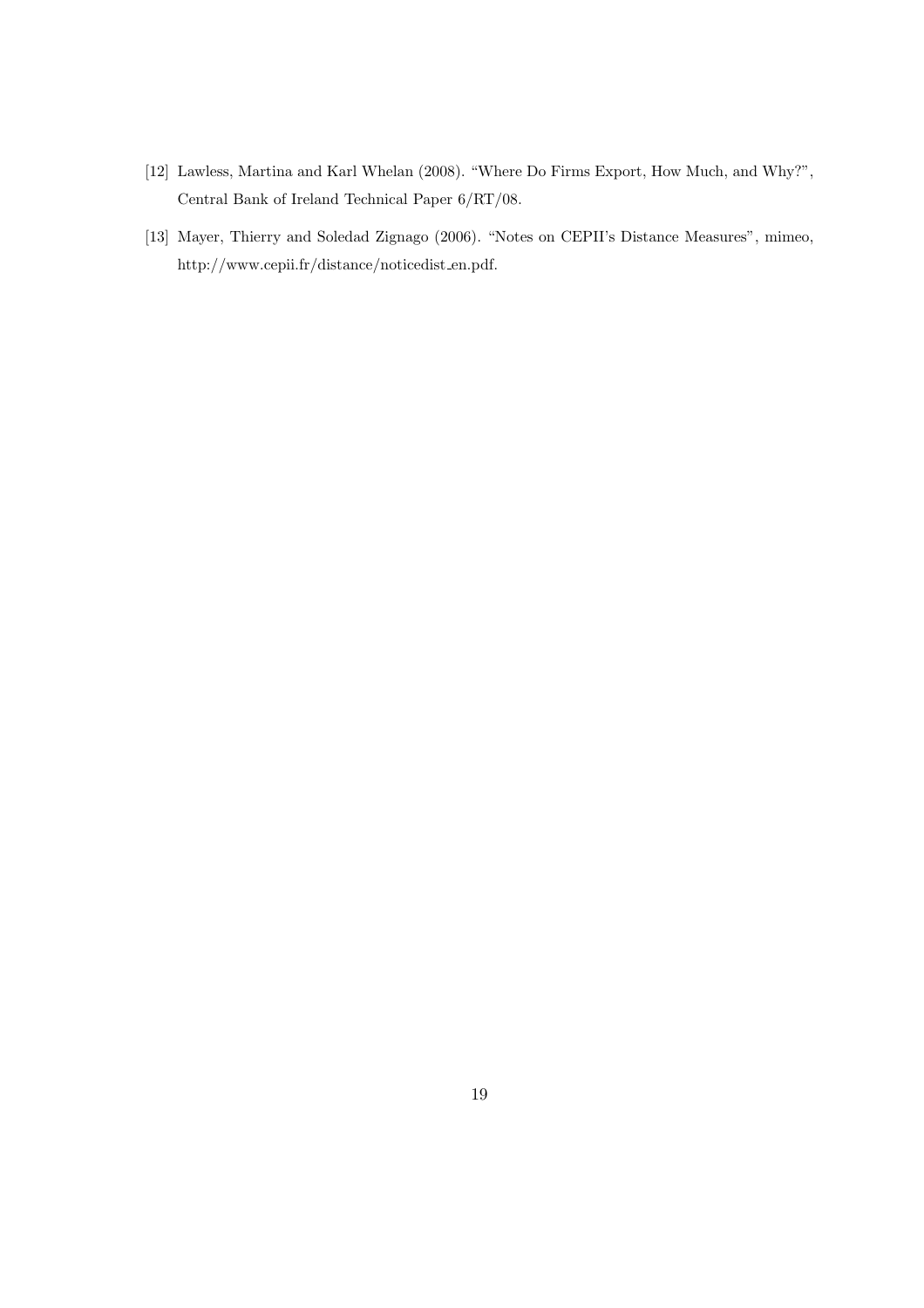[12] Lawless, Martina and Karl Whelan (2008). "Where Do Firms Export, How Much, and Why?", Central Bank of Ireland Technical Paper 6/RT/08.

[13] Mayer, Thierry and Soledad Zignago (2006). "Notes on CEPII's Distance Measures", mimeo, http://www.cepii.fr/distance/noticedist_en.pdf.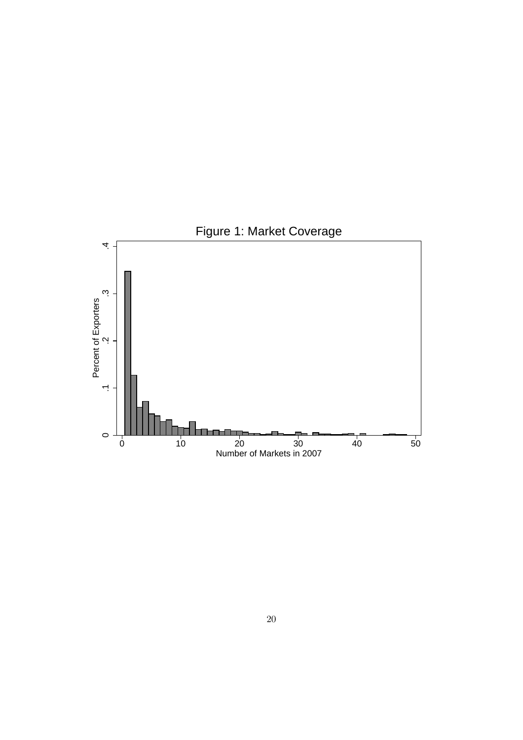Figure 1: Market Coverage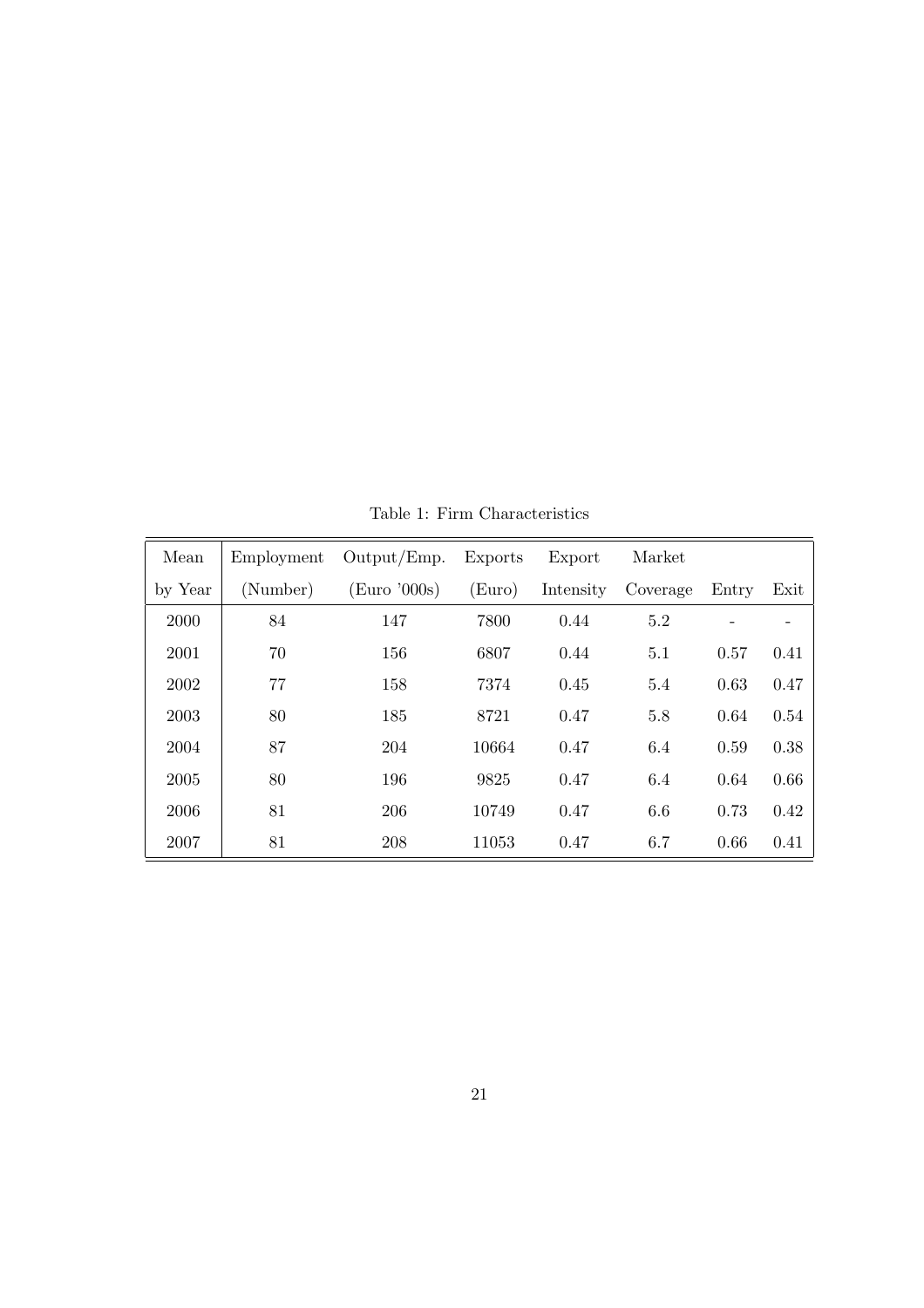Table 1: Firm Characteristics

| Mean by Year | Employment (Number) | Output/Emp. (Euro '000s) | Exports (Euro) | Export Intensity | Market Coverage | Entry | Exit |
|---|---|---|---|---|---|---|---|
| 2000 | 84 | 147 | 7800 | 0.44 | 5.2 | - | - |
| 2001 | 70 | 156 | 6807 | 0.44 | 5.1 | 0.57 | 0.41 |
| 2002 | 77 | 158 | 7374 | 0.45 | 5.4 | 0.63 | 0.47 |
| 2003 | 80 | 185 | 8721 | 0.47 | 5.8 | 0.64 | 0.54 |
| 2004 | 87 | 204 | 10664 | 0.47 | 6.4 | 0.59 | 0.38 |
| 2005 | 80 | 196 | 9825 | 0.47 | 6.4 | 0.64 | 0.66 |
| 2006 | 81 | 206 | 10749 | 0.47 | 6.6 | 0.73 | 0.42 |
| 2007 | 81 | 208 | 11053 | 0.47 | 6.7 | 0.66 | 0.41 |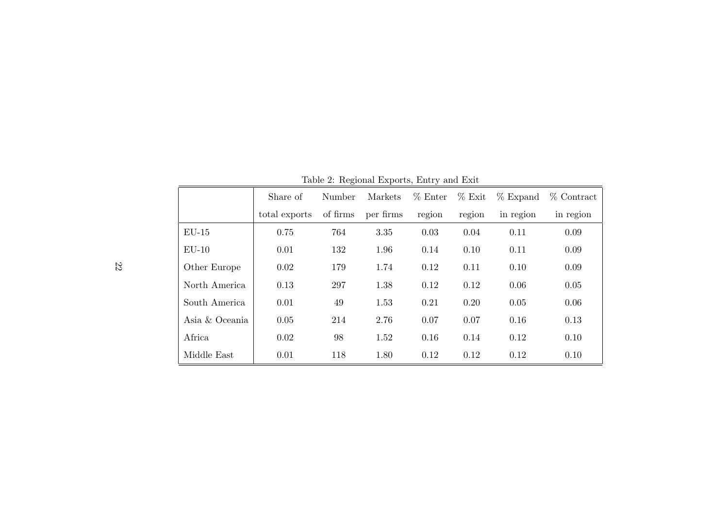Table 2: Regional Exports, Entry and Exit

| | Share of total exports | Number of firms | Markets per firms | % Enter region | % Exit region | % Expand in region | % Contract in region |
|---|---|---|---|---|---|---|---|
| EU-15 | 0.75 | 764 | 3.35 | 0.03 | 0.04 | 0.11 | 0.09 |
| EU-10 | 0.01 | 132 | 1.96 | 0.14 | 0.10 | 0.11 | 0.09 |
| Other Europe | 0.02 | 179 | 1.74 | 0.12 | 0.11 | 0.10 | 0.09 |
| North America | 0.13 | 297 | 1.38 | 0.12 | 0.12 | 0.06 | 0.05 |
| South America | 0.01 | 49 | 1.53 | 0.21 | 0.20 | 0.05 | 0.06 |
| Asia & Oceania | 0.05 | 214 | 2.76 | 0.07 | 0.07 | 0.16 | 0.13 |
| Africa | 0.02 | 98 | 1.52 | 0.16 | 0.14 | 0.12 | 0.10 |
| Middle East | 0.01 | 118 | 1.80 | 0.12 | 0.12 | 0.12 | 0.10 |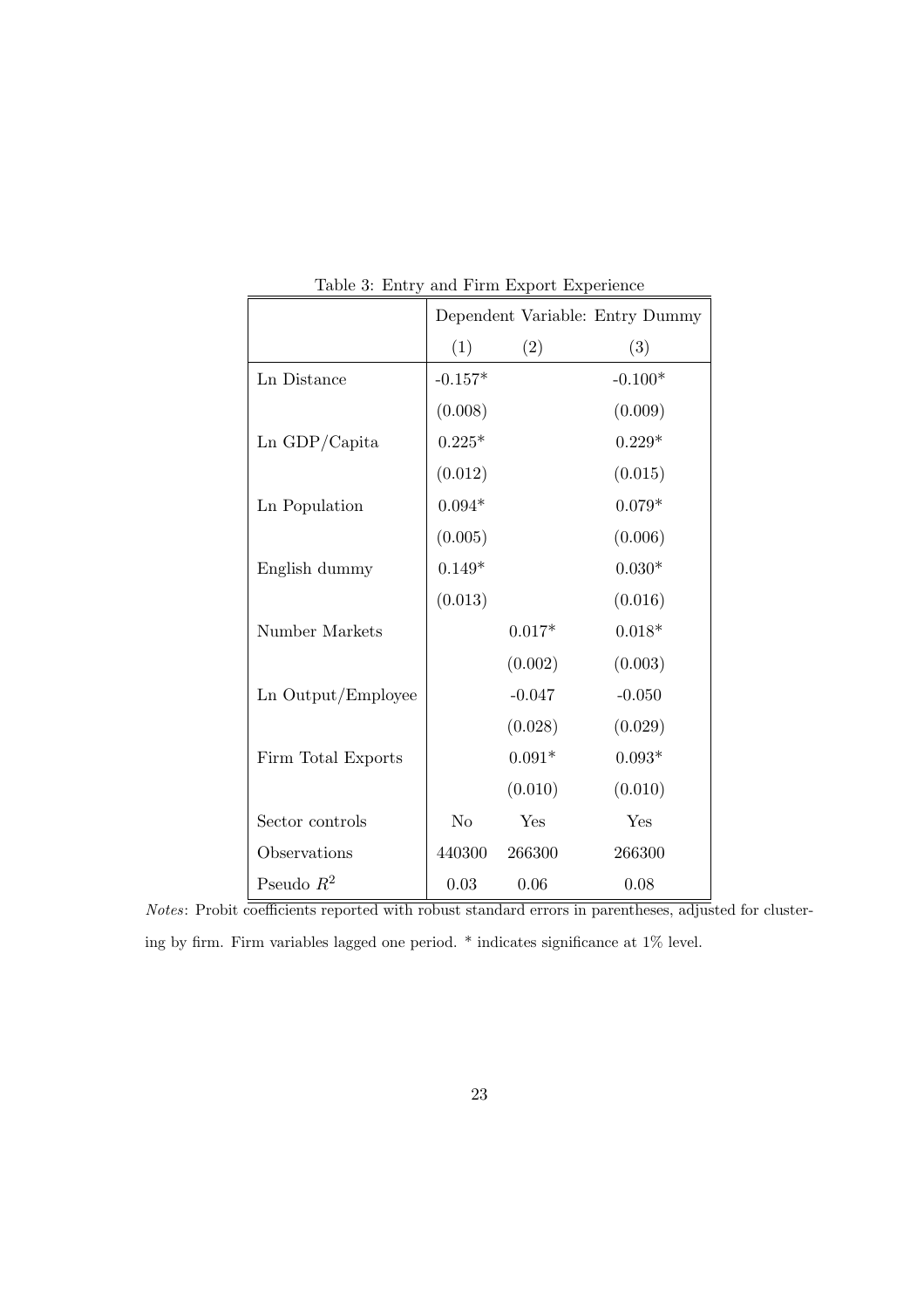Table 3: Entry and Firm Export Experience

| | Dependent Variable: Entry Dummy | | |
|---|---|---|---|
| | (1) | (2) | (3) |
| Ln Distance | -0.157* | | -0.100* |
| | (0.008) | | (0.009) |
| Ln GDP/Capita | 0.225* | | 0.229* |
| | (0.012) | | (0.015) |
| Ln Population | 0.094* | | 0.079* |
| | (0.005) | | (0.006) |
| English dummy | 0.149* | | 0.030* |
| | (0.013) | | (0.016) |
| Number Markets | | 0.017* | 0.018* |
| | | (0.002) | (0.003) |
| Ln Output/Employee | | -0.047 | -0.050 |
| | | (0.028) | (0.029) |
| Firm Total Exports | | 0.091* | 0.093* |
| | | (0.010) | (0.010) |
| Sector controls | No | Yes | Yes |
| Observations | 440300 | 266300 | 266300 |
| Pseudo $R^2$ | 0.03 | 0.06 | 0.08 |

*Notes*: Probit coefficients reported with robust standard errors in parentheses, adjusted for clustering by firm. Firm variables lagged one period. * indicates significance at 1% level.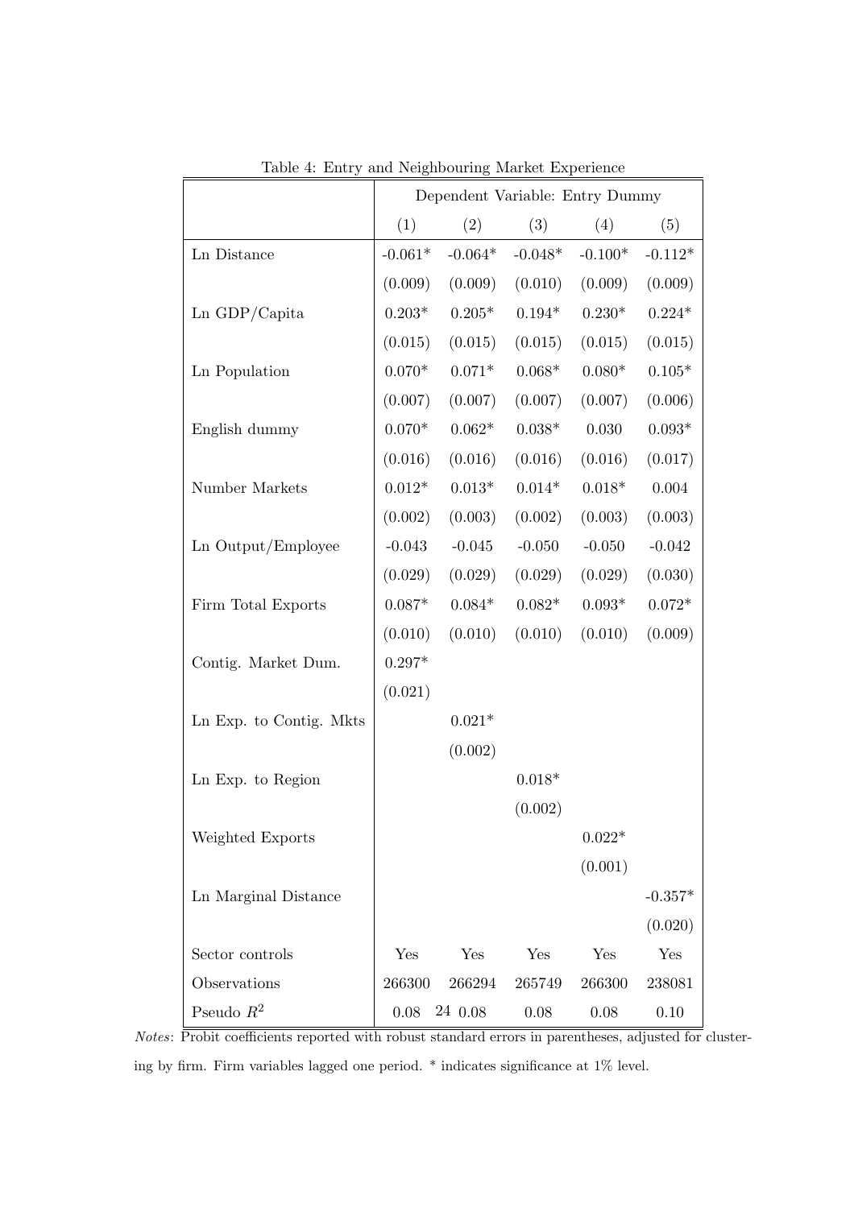Table 4: Entry and Neighbouring Market Experience

| | Dependent Variable: Entry Dummy | | | | |
|---|---|---|---|---|---|
| | (1) | (2) | (3) | (4) | (5) |
| Ln Distance | -0.061* | -0.064* | -0.048* | -0.100* | -0.112* |
| | (0.009) | (0.009) | (0.010) | (0.009) | (0.009) |
| Ln GDP/Capita | 0.203* | 0.205* | 0.194* | 0.230* | 0.224* |
| | (0.015) | (0.015) | (0.015) | (0.015) | (0.015) |
| Ln Population | 0.070* | 0.071* | 0.068* | 0.080* | 0.105* |
| | (0.007) | (0.007) | (0.007) | (0.007) | (0.006) |
| English dummy | 0.070* | 0.062* | 0.038* | 0.030 | 0.093* |
| | (0.016) | (0.016) | (0.016) | (0.016) | (0.017) |
| Number Markets | 0.012* | 0.013* | 0.014* | 0.018* | 0.004 |
| | (0.002) | (0.003) | (0.002) | (0.003) | (0.003) |
| Ln Output/Employee | -0.043 | -0.045 | -0.050 | -0.050 | -0.042 |
| | (0.029) | (0.029) | (0.029) | (0.029) | (0.030) |
| Firm Total Exports | 0.087* | 0.084* | 0.082* | 0.093* | 0.072* |
| | (0.010) | (0.010) | (0.010) | (0.010) | (0.009) |
| Contig. Market Dum. | 0.297* | | | | |
| | (0.021) | | | | |
| Ln Exp. to Contig. Mkts | | 0.021* | | | |
| | | (0.002) | | | |
| Ln Exp. to Region | | | 0.018* | | |
| | | | (0.002) | | |
| Weighted Exports | | | | 0.022* | |
| | | | | (0.001) | |
| Ln Marginal Distance | | | | | -0.357* |
| | | | | | (0.020) |
| Sector controls | Yes | Yes | Yes | Yes | Yes |
| Observations | 266300 | 266294 | 265749 | 266300 | 238081 |
| Pseudo $R^2$ | 0.08 | 0.08 | 0.08 | 0.08 | 0.10 |

*Notes*: Probit coefficients reported with robust standard errors in parentheses, adjusted for clustering by firm. Firm variables lagged one period. * indicates significance at 1% level.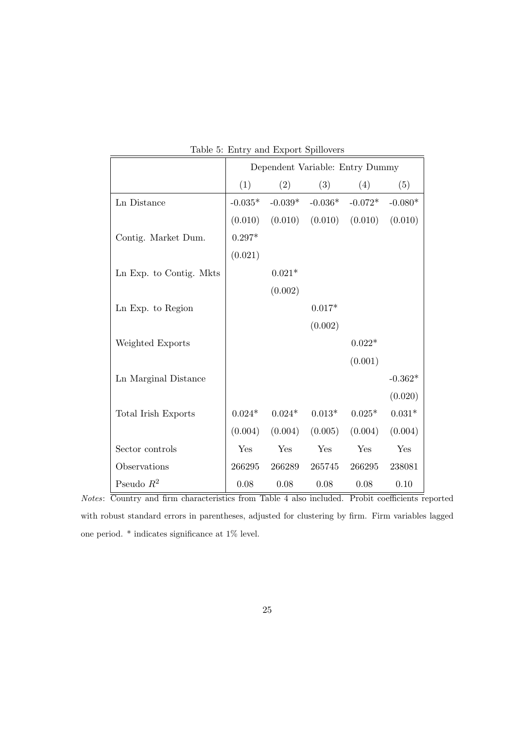Table 5: Entry and Export Spillovers

| | Dependent Variable: Entry Dummy | | | | |
|---|---|---|---|---|---|
| | (1) | (2) | (3) | (4) | (5) |
| Ln Distance | -0.035* | -0.039* | -0.036* | -0.072* | -0.080* |
| | (0.010) | (0.010) | (0.010) | (0.010) | (0.010) |
| Contig. Market Dum. | 0.297* | | | | |
| | (0.021) | | | | |
| Ln Exp. to Contig. Mkts | | 0.021* | | | |
| | | (0.002) | | | |
| Ln Exp. to Region | | | 0.017* | | |
| | | | (0.002) | | |
| Weighted Exports | | | | 0.022* | |
| | | | | (0.001) | |
| Ln Marginal Distance | | | | | -0.362* |
| | | | | | (0.020) |
| Total Irish Exports | 0.024* | 0.024* | 0.013* | 0.025* | 0.031* |
| | (0.004) | (0.004) | (0.005) | (0.004) | (0.004) |
| Sector controls | Yes | Yes | Yes | Yes | Yes |
| Observations | 266295 | 266289 | 265745 | 266295 | 238081 |
| Pseudo $R^2$ | 0.08 | 0.08 | 0.08 | 0.08 | 0.10 |

*Notes*: Country and firm characteristics from Table 4 also included. Probit coefficients reported with robust standard errors in parentheses, adjusted for clustering by firm. Firm variables lagged one period. * indicates significance at 1% level.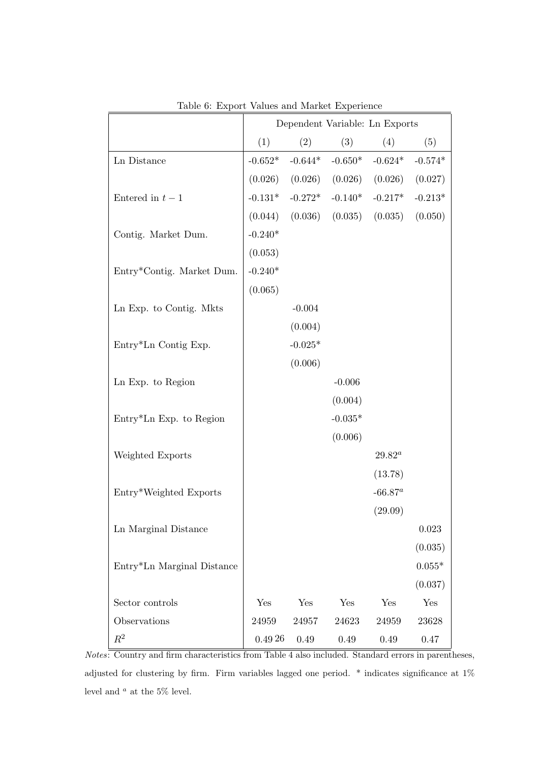Table 6: Export Values and Market Experience

| | Dependent Variable: Ln Exports | | | | |
|---|---|---|---|---|---|
| | (1) | (2) | (3) | (4) | (5) |
| Ln Distance | -0.652* | -0.644* | -0.650* | -0.624* | -0.574* |
| | (0.026) | (0.026) | (0.026) | (0.026) | (0.027) |
| Entered in $t-1$ | -0.131* | -0.272* | -0.140* | -0.217* | -0.213* |
| | (0.044) | (0.036) | (0.035) | (0.035) | (0.050) |
| Contig. Market Dum. | -0.240* | | | | |
| | (0.053) | | | | |
| Entry*Contig. Market Dum. | -0.240* | | | | |
| | (0.065) | | | | |
| Ln Exp. to Contig. Mkts | | -0.004 | | | |
| | | (0.004) | | | |
| Entry*Ln Contig Exp. | | -0.025* | | | |
| | | (0.006) | | | |
| Ln Exp. to Region | | | -0.006 | | |
| | | | (0.004) | | |
| Entry*Ln Exp. to Region | | | -0.035* | | |
| | | | (0.006) | | |
| Weighted Exports | | | | $29.82^a$ | |
| | | | | (13.78) | |
| Entry*Weighted Exports | | | | $-66.87^a$ | |
| | | | | (29.09) | |
| Ln Marginal Distance | | | | | 0.023 |
| | | | | | (0.035) |
| Entry*Ln Marginal Distance | | | | | 0.055* |
| | | | | | (0.037) |
| Sector controls | Yes | Yes | Yes | Yes | Yes |
| Observations | 24959 | 24957 | 24623 | 24959 | 23628 |
| $R^2$ | 0.49 | 0.49 | 0.49 | 0.49 | 0.47 |

*Notes*: Country and firm characteristics from Table 4 also included. Standard errors in parentheses, adjusted for clustering by firm. Firm variables lagged one period. * indicates significance at 1% level and $^a$ at the 5% level.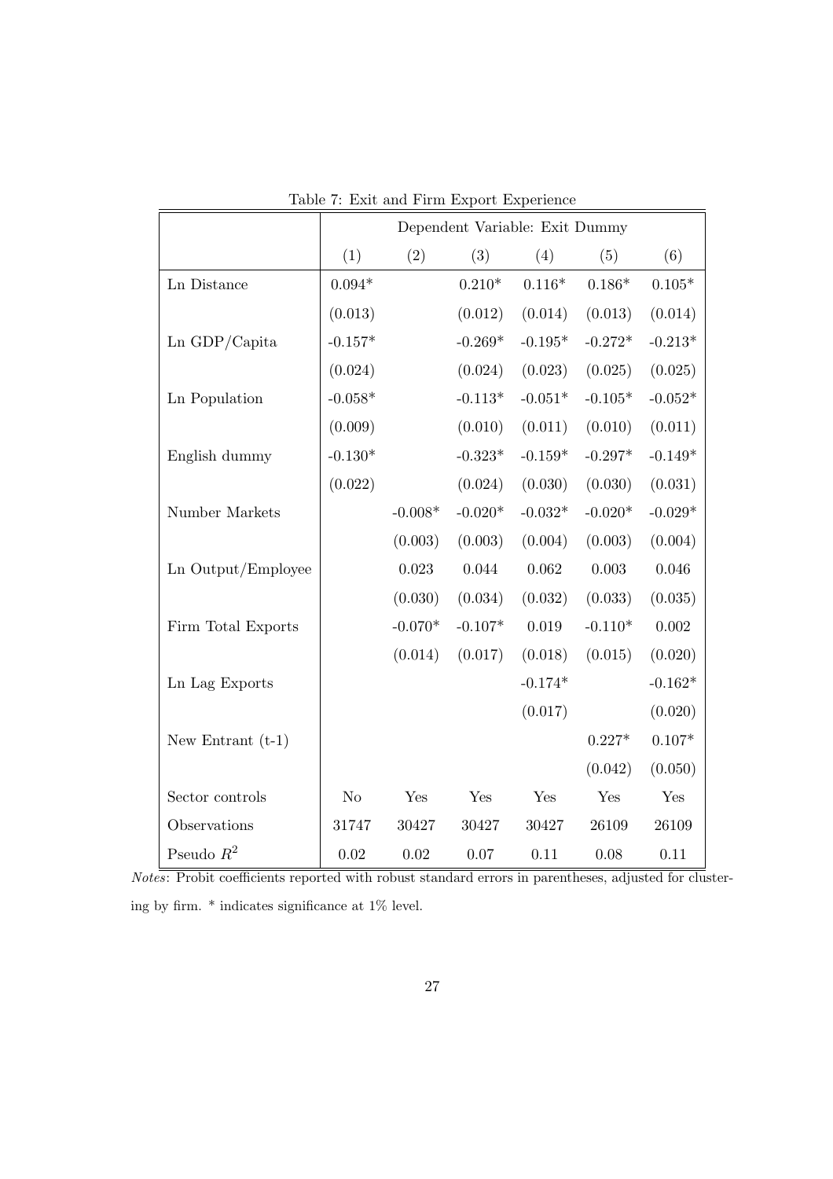Table 7: Exit and Firm Export Experience

| | Dependent Variable: Exit Dummy | | | | | |
|---|---|---|---|---|---|---|
| | (1) | (2) | (3) | (4) | (5) | (6) |
| Ln Distance | 0.094* | | 0.210* | 0.116* | 0.186* | 0.105* |
| | (0.013) | | (0.012) | (0.014) | (0.013) | (0.014) |
| Ln GDP/Capita | -0.157* | | -0.269* | -0.195* | -0.272* | -0.213* |
| | (0.024) | | (0.024) | (0.023) | (0.025) | (0.025) |
| Ln Population | -0.058* | | -0.113* | -0.051* | -0.105* | -0.052* |
| | (0.009) | | (0.010) | (0.011) | (0.010) | (0.011) |
| English dummy | -0.130* | | -0.323* | -0.159* | -0.297* | -0.149* |
| | (0.022) | | (0.024) | (0.030) | (0.030) | (0.031) |
| Number Markets | | -0.008* | -0.020* | -0.032* | -0.020* | -0.029* |
| | | (0.003) | (0.003) | (0.004) | (0.003) | (0.004) |
| Ln Output/Employee | | 0.023 | 0.044 | 0.062 | 0.003 | 0.046 |
| | | (0.030) | (0.034) | (0.032) | (0.033) | (0.035) |
| Firm Total Exports | | -0.070* | -0.107* | 0.019 | -0.110* | 0.002 |
| | | (0.014) | (0.017) | (0.018) | (0.015) | (0.020) |
| Ln Lag Exports | | | | -0.174* | | -0.162* |
| | | | | (0.017) | | (0.020) |
| New Entrant (t-1) | | | | | 0.227* | 0.107* |
| | | | | | (0.042) | (0.050) |
| Sector controls | No | Yes | Yes | Yes | Yes | Yes |
| Observations | 31747 | 30427 | 30427 | 30427 | 26109 | 26109 |
| Pseudo $R^2$ | 0.02 | 0.02 | 0.07 | 0.11 | 0.08 | 0.11 |

*Notes*: Probit coefficients reported with robust standard errors in parentheses, adjusted for clustering by firm. * indicates significance at 1% level.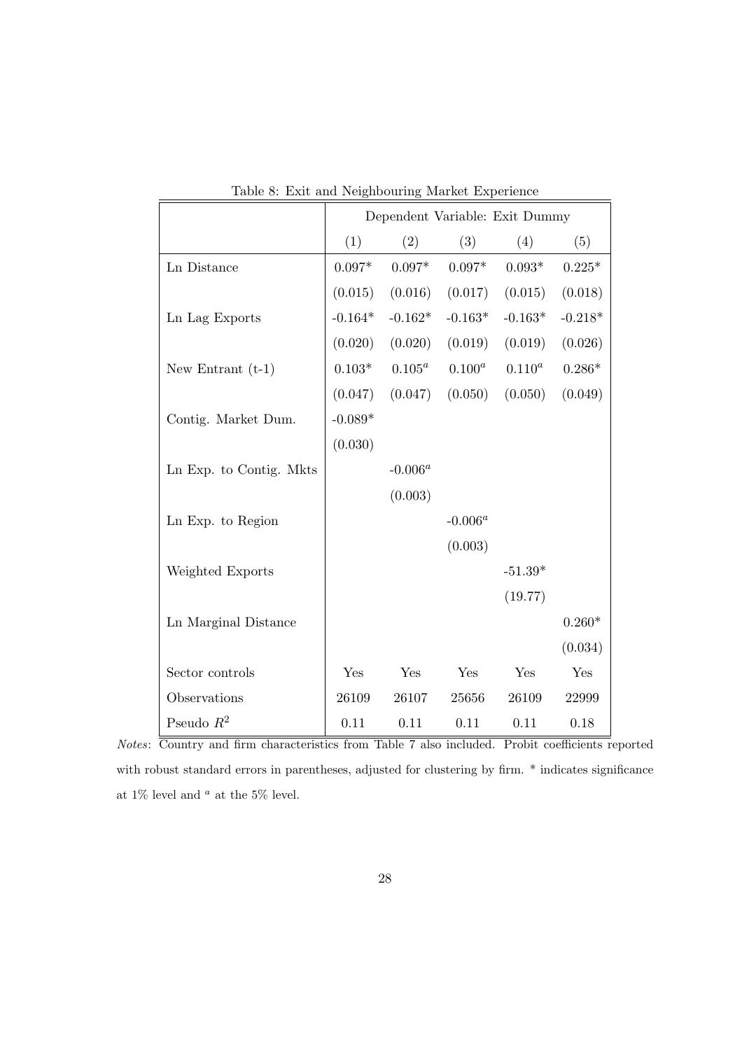Table 8: Exit and Neighbouring Market Experience

| | Dependent Variable: Exit Dummy | | | | |
|---|---|---|---|---|---|
| | (1) | (2) | (3) | (4) | (5) |
| Ln Distance | 0.097* | 0.097* | 0.097* | 0.093* | 0.225* |
| | (0.015) | (0.016) | (0.017) | (0.015) | (0.018) |
| Ln Lag Exports | -0.164* | -0.162* | -0.163* | -0.163* | -0.218* |
| | (0.020) | (0.020) | (0.019) | (0.019) | (0.026) |
| New Entrant (t-1) | 0.103* | $0.105^a$ | $0.100^a$ | $0.110^a$ | 0.286* |
| | (0.047) | (0.047) | (0.050) | (0.050) | (0.049) |
| Contig. Market Dum. | -0.089* | | | | |
| | (0.030) | | | | |
| Ln Exp. to Contig. Mkts | | $-0.006^a$ | | | |
| | | (0.003) | | | |
| Ln Exp. to Region | | | $-0.006^a$ | | |
| | | | (0.003) | | |
| Weighted Exports | | | | -51.39* | |
| | | | | (19.77) | |
| Ln Marginal Distance | | | | | 0.260* |
| | | | | | (0.034) |
| Sector controls | Yes | Yes | Yes | Yes | Yes |
| Observations | 26109 | 26107 | 25656 | 26109 | 22999 |
| Pseudo $R^2$ | 0.11 | 0.11 | 0.11 | 0.11 | 0.18 |

*Notes*: Country and firm characteristics from Table 7 also included. Probit coefficients reported with robust standard errors in parentheses, adjusted for clustering by firm. * indicates significance at 1% level and $^a$ at the 5% level.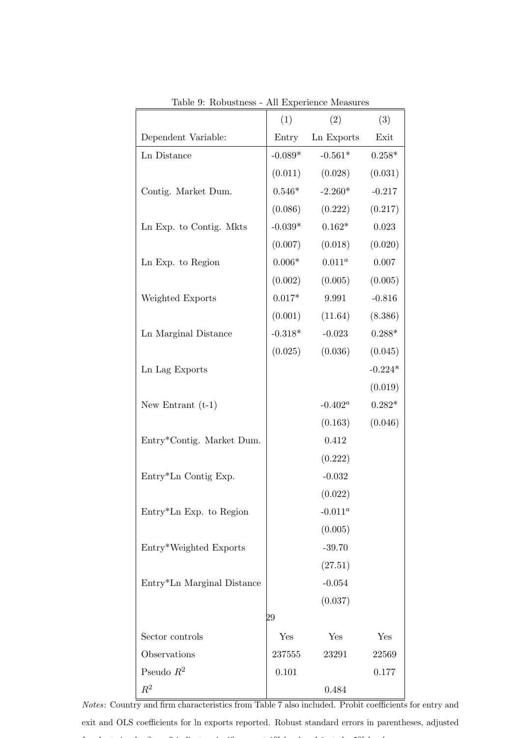Table 9: Robustness - All Experience Measures

| | (1) | (2) | (3) |
|---|---|---|---|
| Dependent Variable: | Entry | Ln Exports | Exit |
| Ln Distance | -0.089* | -0.561* | 0.258* |
| | (0.011) | (0.028) | (0.031) |
| Contig. Market Dum. | 0.546* | -2.260* | -0.217 |
| | (0.086) | (0.222) | (0.217) |
| Ln Exp. to Contig. Mkts | -0.039* | 0.162* | 0.023 |
| | (0.007) | (0.018) | (0.020) |
| Ln Exp. to Region | 0.006* | 0.011[a] | 0.007 |
| | (0.002) | (0.005) | (0.005) |
| Weighted Exports | 0.017* | 9.991 | -0.816 |
| | (0.001) | (11.64) | (8.386) |
| Ln Marginal Distance | -0.318* | -0.023 | 0.288* |
| | (0.025) | (0.036) | (0.045) |
| Ln Lag Exports | | | -0.224* |
| | | | (0.019) |
| New Entrant (t-1) | | -0.402[a] | 0.282* |
| | | (0.163) | (0.046) |
| Entry*Contig. Market Dum. | | 0.412 | |
| | | (0.222) | |
| Entry*Ln Contig Exp. | | -0.032 | |
| | | (0.022) | |
| Entry*Ln Exp. to Region | | -0.011[a] | |
| | | (0.005) | |
| Entry*Weighted Exports | | -39.70 | |
| | | (27.51) | |
| Entry*Ln Marginal Distance | | -0.054 | |
| | | (0.037) | |
| Sector controls | Yes | Yes | Yes |
| Observations | 237555 | 23291 | 22569 |
| Pseudo $R^2$ | 0.101 | | 0.177 |
| $R^2$ | | 0.484 | |

*Notes*: Country and firm characteristics from Table 7 also included. Probit coefficients for entry and exit and OLS coefficients for ln exports reported. Robust standard errors in parentheses, adjusted